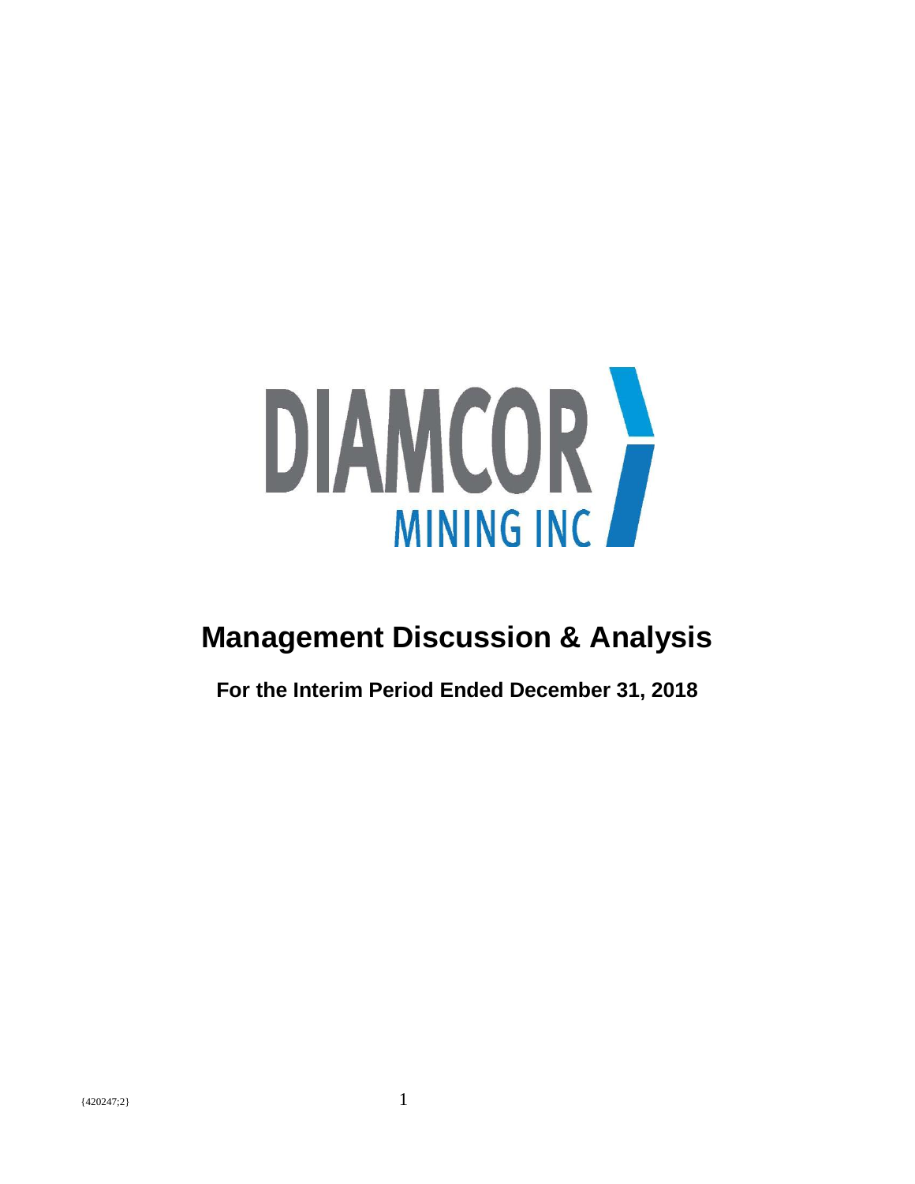DIAMCOR

MINING INC

# Management Discussion & Analysis

## For the Interim Period Ended December 31, 2018

{420247;2}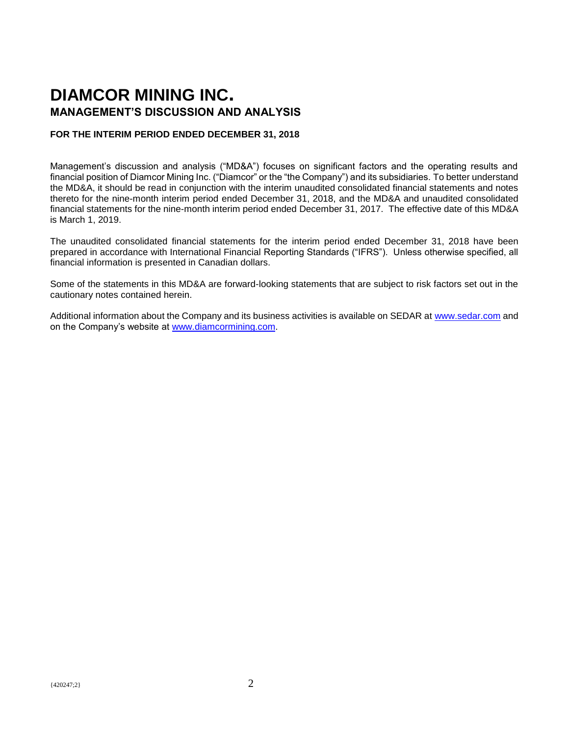# DIAMCOR MINING INC.

## MANAGEMENT'S DISCUSSION AND ANALYSIS

**FOR THE INTERIM PERIOD ENDED DECEMBER 31, 2018**

Management's discussion and analysis ("MD&A") focuses on significant factors and the operating results and financial position of Diamcor Mining Inc. ("Diamcor" or the "the Company") and its subsidiaries. To better understand the MD&A, it should be read in conjunction with the interim unaudited consolidated financial statements and notes thereto for the nine-month interim period ended December 31, 2018, and the MD&A and unaudited consolidated financial statements for the nine-month interim period ended December 31, 2017. The effective date of this MD&A is March 1, 2019.

The unaudited consolidated financial statements for the interim period ended December 31, 2018 have been prepared in accordance with International Financial Reporting Standards ("IFRS"). Unless otherwise specified, all financial information is presented in Canadian dollars.

Some of the statements in this MD&A are forward-looking statements that are subject to risk factors set out in the cautionary notes contained herein.

Additional information about the Company and its business activities is available on SEDAR at www.sedar.com and on the Company's website at www.diamcormining.com.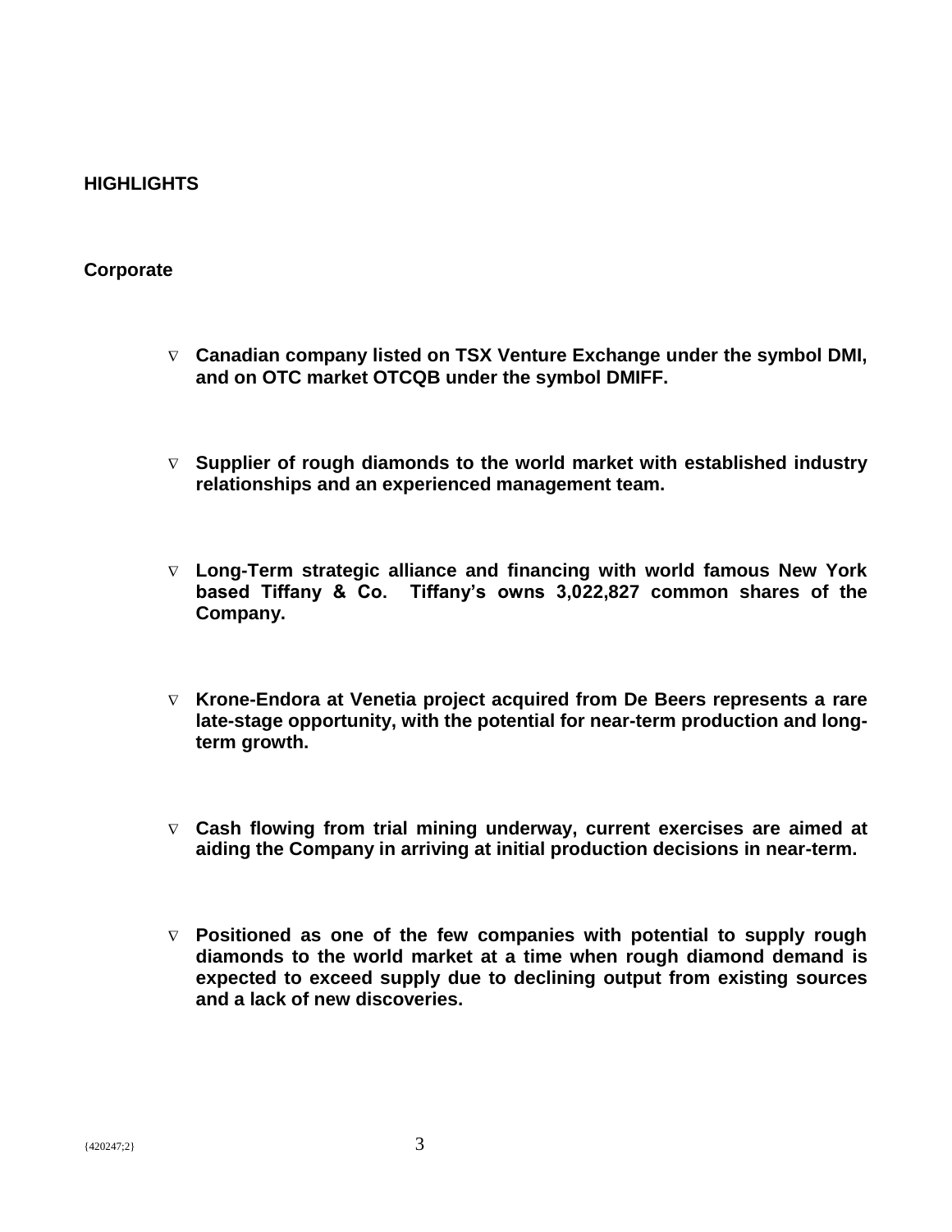## HIGHLIGHTS

### Corporate

- **Canadian company listed on TSX Venture Exchange under the symbol DMI, and on OTC market OTCQB under the symbol DMIFF.**

- **Supplier of rough diamonds to the world market with established industry relationships and an experienced management team.**

- **Long-Term strategic alliance and financing with world famous New York based Tiffany & Co. Tiffany's owns 3,022,827 common shares of the Company.**

- **Krone-Endora at Venetia project acquired from De Beers represents a rare late-stage opportunity, with the potential for near-term production and long-term growth.**

- **Cash flowing from trial mining underway, current exercises are aimed at aiding the Company in arriving at initial production decisions in near-term.**

- **Positioned as one of the few companies with potential to supply rough diamonds to the world market at a time when rough diamond demand is expected to exceed supply due to declining output from existing sources and a lack of new discoveries.**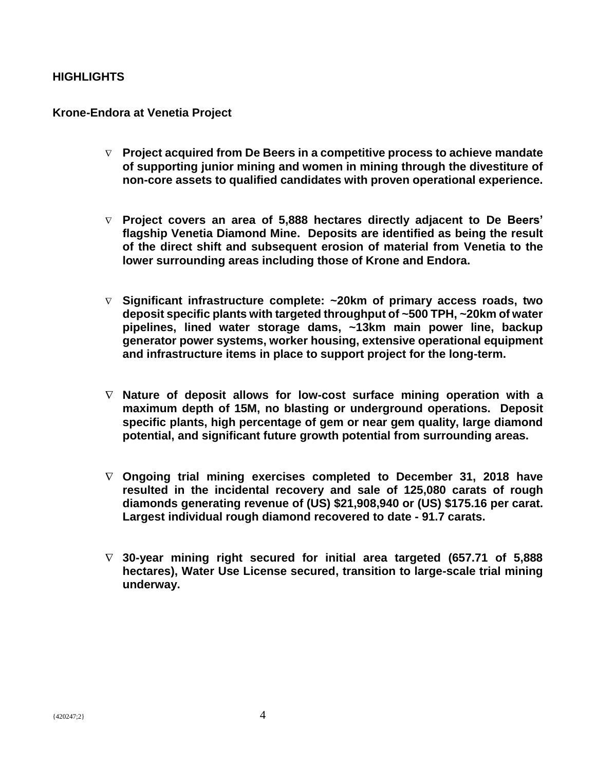## HIGHLIGHTS

### Krone-Endora at Venetia Project

- **Project acquired from De Beers in a competitive process to achieve mandate of supporting junior mining and women in mining through the divestiture of non-core assets to qualified candidates with proven operational experience.**

- **Project covers an area of 5,888 hectares directly adjacent to De Beers' flagship Venetia Diamond Mine. Deposits are identified as being the result of the direct shift and subsequent erosion of material from Venetia to the lower surrounding areas including those of Krone and Endora.**

- **Significant infrastructure complete: ~20km of primary access roads, two deposit specific plants with targeted throughput of ~500 TPH, ~20km of water pipelines, lined water storage dams, ~13km main power line, backup generator power systems, worker housing, extensive operational equipment and infrastructure items in place to support project for the long-term.**

- **Nature of deposit allows for low-cost surface mining operation with a maximum depth of 15M, no blasting or underground operations. Deposit specific plants, high percentage of gem or near gem quality, large diamond potential, and significant future growth potential from surrounding areas.**

- **Ongoing trial mining exercises completed to December 31, 2018 have resulted in the incidental recovery and sale of 125,080 carats of rough diamonds generating revenue of (US) $21,908,940 or (US) $175.16 per carat. Largest individual rough diamond recovered to date - 91.7 carats.**

- **30-year mining right secured for initial area targeted (657.71 of 5,888 hectares), Water Use License secured, transition to large-scale trial mining underway.**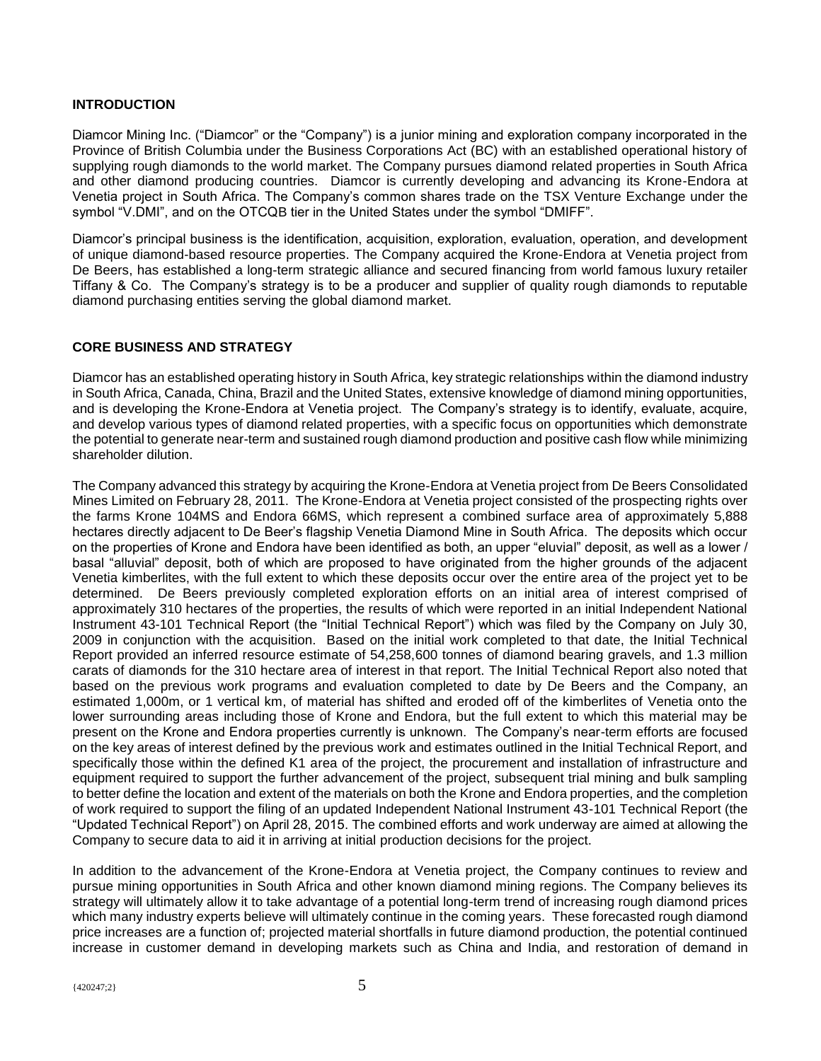## INTRODUCTION

Diamcor Mining Inc. ("Diamcor" or the "Company") is a junior mining and exploration company incorporated in the Province of British Columbia under the Business Corporations Act (BC) with an established operational history of supplying rough diamonds to the world market. The Company pursues diamond related properties in South Africa and other diamond producing countries. Diamcor is currently developing and advancing its Krone-Endora at Venetia project in South Africa. The Company's common shares trade on the TSX Venture Exchange under the symbol "V.DMI", and on the OTCQB tier in the United States under the symbol "DMIFF".

Diamcor's principal business is the identification, acquisition, exploration, evaluation, operation, and development of unique diamond-based resource properties. The Company acquired the Krone-Endora at Venetia project from De Beers, has established a long-term strategic alliance and secured financing from world famous luxury retailer Tiffany & Co. The Company's strategy is to be a producer and supplier of quality rough diamonds to reputable diamond purchasing entities serving the global diamond market.

## CORE BUSINESS AND STRATEGY

Diamcor has an established operating history in South Africa, key strategic relationships within the diamond industry in South Africa, Canada, China, Brazil and the United States, extensive knowledge of diamond mining opportunities, and is developing the Krone-Endora at Venetia project. The Company's strategy is to identify, evaluate, acquire, and develop various types of diamond related properties, with a specific focus on opportunities which demonstrate the potential to generate near-term and sustained rough diamond production and positive cash flow while minimizing shareholder dilution.

The Company advanced this strategy by acquiring the Krone-Endora at Venetia project from De Beers Consolidated Mines Limited on February 28, 2011. The Krone-Endora at Venetia project consisted of the prospecting rights over the farms Krone 104MS and Endora 66MS, which represent a combined surface area of approximately 5,888 hectares directly adjacent to De Beer's flagship Venetia Diamond Mine in South Africa. The deposits which occur on the properties of Krone and Endora have been identified as both, an upper "eluvial" deposit, as well as a lower / basal "alluvial" deposit, both of which are proposed to have originated from the higher grounds of the adjacent Venetia kimberlites, with the full extent to which these deposits occur over the entire area of the project yet to be determined. De Beers previously completed exploration efforts on an initial area of interest comprised of approximately 310 hectares of the properties, the results of which were reported in an initial Independent National Instrument 43-101 Technical Report (the "Initial Technical Report") which was filed by the Company on July 30, 2009 in conjunction with the acquisition. Based on the initial work completed to that date, the Initial Technical Report provided an inferred resource estimate of 54,258,600 tonnes of diamond bearing gravels, and 1.3 million carats of diamonds for the 310 hectare area of interest in that report. The Initial Technical Report also noted that based on the previous work programs and evaluation completed to date by De Beers and the Company, an estimated 1,000m, or 1 vertical km, of material has shifted and eroded off of the kimberlites of Venetia onto the lower surrounding areas including those of Krone and Endora, but the full extent to which this material may be present on the Krone and Endora properties currently is unknown. The Company's near-term efforts are focused on the key areas of interest defined by the previous work and estimates outlined in the Initial Technical Report, and specifically those within the defined K1 area of the project, the procurement and installation of infrastructure and equipment required to support the further advancement of the project, subsequent trial mining and bulk sampling to better define the location and extent of the materials on both the Krone and Endora properties, and the completion of work required to support the filing of an updated Independent National Instrument 43-101 Technical Report (the "Updated Technical Report") on April 28, 2015. The combined efforts and work underway are aimed at allowing the Company to secure data to aid it in arriving at initial production decisions for the project.

In addition to the advancement of the Krone-Endora at Venetia project, the Company continues to review and pursue mining opportunities in South Africa and other known diamond mining regions. The Company believes its strategy will ultimately allow it to take advantage of a potential long-term trend of increasing rough diamond prices which many industry experts believe will ultimately continue in the coming years. These forecasted rough diamond price increases are a function of; projected material shortfalls in future diamond production, the potential continued increase in customer demand in developing markets such as China and India, and restoration of demand in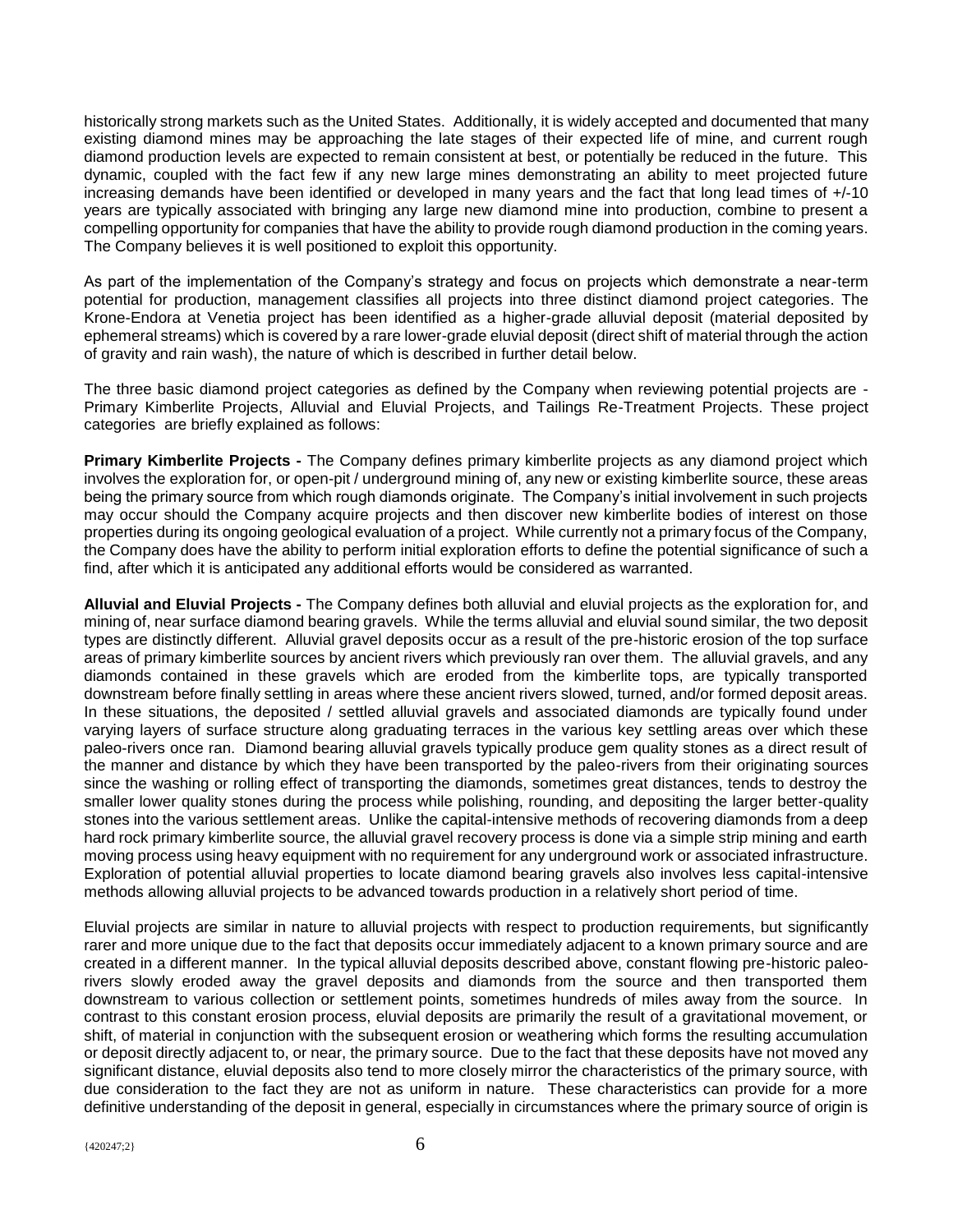historically strong markets such as the United States. Additionally, it is widely accepted and documented that many existing diamond mines may be approaching the late stages of their expected life of mine, and current rough diamond production levels are expected to remain consistent at best, or potentially be reduced in the future. This dynamic, coupled with the fact few if any new large mines demonstrating an ability to meet projected future increasing demands have been identified or developed in many years and the fact that long lead times of +/-10 years are typically associated with bringing any large new diamond mine into production, combine to present a compelling opportunity for companies that have the ability to provide rough diamond production in the coming years. The Company believes it is well positioned to exploit this opportunity.

As part of the implementation of the Company's strategy and focus on projects which demonstrate a near-term potential for production, management classifies all projects into three distinct diamond project categories. The Krone-Endora at Venetia project has been identified as a higher-grade alluvial deposit (material deposited by ephemeral streams) which is covered by a rare lower-grade eluvial deposit (direct shift of material through the action of gravity and rain wash), the nature of which is described in further detail below.

The three basic diamond project categories as defined by the Company when reviewing potential projects are - Primary Kimberlite Projects, Alluvial and Eluvial Projects, and Tailings Re-Treatment Projects. These project categories are briefly explained as follows:

**Primary Kimberlite Projects -** The Company defines primary kimberlite projects as any diamond project which involves the exploration for, or open-pit / underground mining of, any new or existing kimberlite source, these areas being the primary source from which rough diamonds originate. The Company's initial involvement in such projects may occur should the Company acquire projects and then discover new kimberlite bodies of interest on those properties during its ongoing geological evaluation of a project. While currently not a primary focus of the Company, the Company does have the ability to perform initial exploration efforts to define the potential significance of such a find, after which it is anticipated any additional efforts would be considered as warranted.

**Alluvial and Eluvial Projects -** The Company defines both alluvial and eluvial projects as the exploration for, and mining of, near surface diamond bearing gravels. While the terms alluvial and eluvial sound similar, the two deposit types are distinctly different. Alluvial gravel deposits occur as a result of the pre-historic erosion of the top surface areas of primary kimberlite sources by ancient rivers which previously ran over them. The alluvial gravels, and any diamonds contained in these gravels which are eroded from the kimberlite tops, are typically transported downstream before finally settling in areas where these ancient rivers slowed, turned, and/or formed deposit areas. In these situations, the deposited / settled alluvial gravels and associated diamonds are typically found under varying layers of surface structure along graduating terraces in the various key settling areas over which these paleo-rivers once ran. Diamond bearing alluvial gravels typically produce gem quality stones as a direct result of the manner and distance by which they have been transported by the paleo-rivers from their originating sources since the washing or rolling effect of transporting the diamonds, sometimes great distances, tends to destroy the smaller lower quality stones during the process while polishing, rounding, and depositing the larger better-quality stones into the various settlement areas. Unlike the capital-intensive methods of recovering diamonds from a deep hard rock primary kimberlite source, the alluvial gravel recovery process is done via a simple strip mining and earth moving process using heavy equipment with no requirement for any underground work or associated infrastructure. Exploration of potential alluvial properties to locate diamond bearing gravels also involves less capital-intensive methods allowing alluvial projects to be advanced towards production in a relatively short period of time.

Eluvial projects are similar in nature to alluvial projects with respect to production requirements, but significantly rarer and more unique due to the fact that deposits occur immediately adjacent to a known primary source and are created in a different manner. In the typical alluvial deposits described above, constant flowing pre-historic paleo-rivers slowly eroded away the gravel deposits and diamonds from the source and then transported them downstream to various collection or settlement points, sometimes hundreds of miles away from the source. In contrast to this constant erosion process, eluvial deposits are primarily the result of a gravitational movement, or shift, of material in conjunction with the subsequent erosion or weathering which forms the resulting accumulation or deposit directly adjacent to, or near, the primary source. Due to the fact that these deposits have not moved any significant distance, eluvial deposits also tend to more closely mirror the characteristics of the primary source, with due consideration to the fact they are not as uniform in nature. These characteristics can provide for a more definitive understanding of the deposit in general, especially in circumstances where the primary source of origin is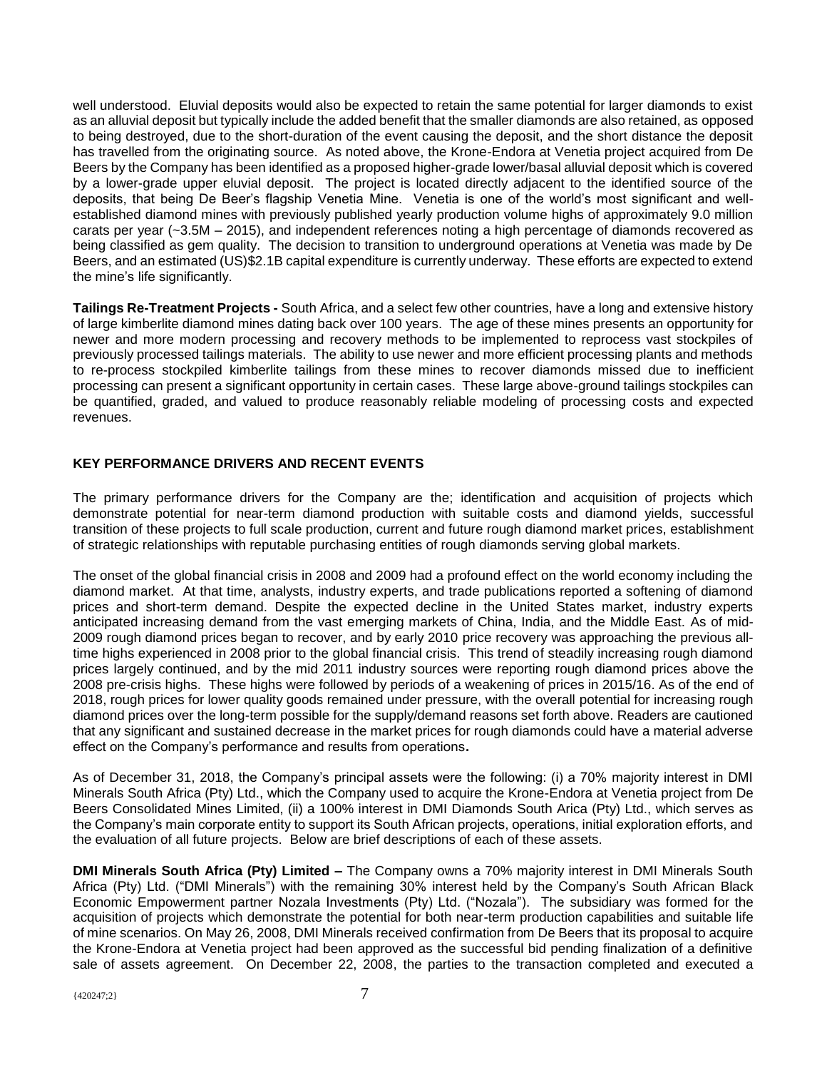well understood. Eluvial deposits would also be expected to retain the same potential for larger diamonds to exist as an alluvial deposit but typically include the added benefit that the smaller diamonds are also retained, as opposed to being destroyed, due to the short-duration of the event causing the deposit, and the short distance the deposit has travelled from the originating source. As noted above, the Krone-Endora at Venetia project acquired from De Beers by the Company has been identified as a proposed higher-grade lower/basal alluvial deposit which is covered by a lower-grade upper eluvial deposit. The project is located directly adjacent to the identified source of the deposits, that being De Beer's flagship Venetia Mine. Venetia is one of the world's most significant and well-established diamond mines with previously published yearly production volume highs of approximately 9.0 million carats per year (~3.5M – 2015), and independent references noting a high percentage of diamonds recovered as being classified as gem quality. The decision to transition to underground operations at Venetia was made by De Beers, and an estimated (US)$2.1B capital expenditure is currently underway. These efforts are expected to extend the mine's life significantly.

**Tailings Re-Treatment Projects -** South Africa, and a select few other countries, have a long and extensive history of large kimberlite diamond mines dating back over 100 years. The age of these mines presents an opportunity for newer and more modern processing and recovery methods to be implemented to reprocess vast stockpiles of previously processed tailings materials. The ability to use newer and more efficient processing plants and methods to re-process stockpiled kimberlite tailings from these mines to recover diamonds missed due to inefficient processing can present a significant opportunity in certain cases. These large above-ground tailings stockpiles can be quantified, graded, and valued to produce reasonably reliable modeling of processing costs and expected revenues.

## KEY PERFORMANCE DRIVERS AND RECENT EVENTS

The primary performance drivers for the Company are the; identification and acquisition of projects which demonstrate potential for near-term diamond production with suitable costs and diamond yields, successful transition of these projects to full scale production, current and future rough diamond market prices, establishment of strategic relationships with reputable purchasing entities of rough diamonds serving global markets.

The onset of the global financial crisis in 2008 and 2009 had a profound effect on the world economy including the diamond market. At that time, analysts, industry experts, and trade publications reported a softening of diamond prices and short-term demand. Despite the expected decline in the United States market, industry experts anticipated increasing demand from the vast emerging markets of China, India, and the Middle East. As of mid-2009 rough diamond prices began to recover, and by early 2010 price recovery was approaching the previous all-time highs experienced in 2008 prior to the global financial crisis. This trend of steadily increasing rough diamond prices largely continued, and by the mid 2011 industry sources were reporting rough diamond prices above the 2008 pre-crisis highs. These highs were followed by periods of a weakening of prices in 2015/16. As of the end of 2018, rough prices for lower quality goods remained under pressure, with the overall potential for increasing rough diamond prices over the long-term possible for the supply/demand reasons set forth above. Readers are cautioned that any significant and sustained decrease in the market prices for rough diamonds could have a material adverse effect on the Company's performance and results from operations**.**

As of December 31, 2018, the Company's principal assets were the following: (i) a 70% majority interest in DMI Minerals South Africa (Pty) Ltd., which the Company used to acquire the Krone-Endora at Venetia project from De Beers Consolidated Mines Limited, (ii) a 100% interest in DMI Diamonds South Arica (Pty) Ltd., which serves as the Company's main corporate entity to support its South African projects, operations, initial exploration efforts, and the evaluation of all future projects. Below are brief descriptions of each of these assets.

**DMI Minerals South Africa (Pty) Limited –** The Company owns a 70% majority interest in DMI Minerals South Africa (Pty) Ltd. ("DMI Minerals") with the remaining 30% interest held by the Company's South African Black Economic Empowerment partner Nozala Investments (Pty) Ltd. ("Nozala"). The subsidiary was formed for the acquisition of projects which demonstrate the potential for both near-term production capabilities and suitable life of mine scenarios. On May 26, 2008, DMI Minerals received confirmation from De Beers that its proposal to acquire the Krone-Endora at Venetia project had been approved as the successful bid pending finalization of a definitive sale of assets agreement. On December 22, 2008, the parties to the transaction completed and executed a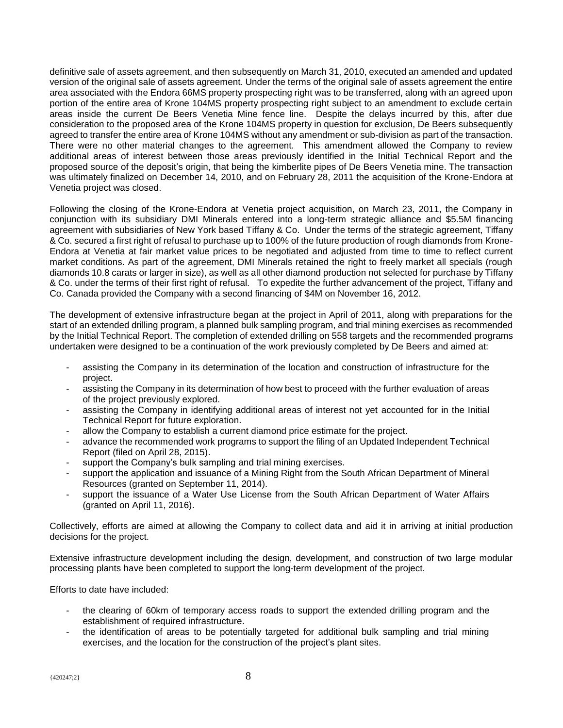definitive sale of assets agreement, and then subsequently on March 31, 2010, executed an amended and updated version of the original sale of assets agreement. Under the terms of the original sale of assets agreement the entire area associated with the Endora 66MS property prospecting right was to be transferred, along with an agreed upon portion of the entire area of Krone 104MS property prospecting right subject to an amendment to exclude certain areas inside the current De Beers Venetia Mine fence line. Despite the delays incurred by this, after due consideration to the proposed area of the Krone 104MS property in question for exclusion, De Beers subsequently agreed to transfer the entire area of Krone 104MS without any amendment or sub-division as part of the transaction. There were no other material changes to the agreement. This amendment allowed the Company to review additional areas of interest between those areas previously identified in the Initial Technical Report and the proposed source of the deposit's origin, that being the kimberlite pipes of De Beers Venetia mine. The transaction was ultimately finalized on December 14, 2010, and on February 28, 2011 the acquisition of the Krone-Endora at Venetia project was closed.

Following the closing of the Krone-Endora at Venetia project acquisition, on March 23, 2011, the Company in conjunction with its subsidiary DMI Minerals entered into a long-term strategic alliance and $5.5M financing agreement with subsidiaries of New York based Tiffany & Co. Under the terms of the strategic agreement, Tiffany & Co. secured a first right of refusal to purchase up to 100% of the future production of rough diamonds from Krone-Endora at Venetia at fair market value prices to be negotiated and adjusted from time to time to reflect current market conditions. As part of the agreement, DMI Minerals retained the right to freely market all specials (rough diamonds 10.8 carats or larger in size), as well as all other diamond production not selected for purchase by Tiffany & Co. under the terms of their first right of refusal. To expedite the further advancement of the project, Tiffany and Co. Canada provided the Company with a second financing of $4M on November 16, 2012.

The development of extensive infrastructure began at the project in April of 2011, along with preparations for the start of an extended drilling program, a planned bulk sampling program, and trial mining exercises as recommended by the Initial Technical Report. The completion of extended drilling on 558 targets and the recommended programs undertaken were designed to be a continuation of the work previously completed by De Beers and aimed at:

- assisting the Company in its determination of the location and construction of infrastructure for the project.
- assisting the Company in its determination of how best to proceed with the further evaluation of areas of the project previously explored.
- assisting the Company in identifying additional areas of interest not yet accounted for in the Initial Technical Report for future exploration.
- allow the Company to establish a current diamond price estimate for the project.
- advance the recommended work programs to support the filing of an Updated Independent Technical Report (filed on April 28, 2015).
- support the Company's bulk sampling and trial mining exercises.
- support the application and issuance of a Mining Right from the South African Department of Mineral Resources (granted on September 11, 2014).
- support the issuance of a Water Use License from the South African Department of Water Affairs (granted on April 11, 2016).

Collectively, efforts are aimed at allowing the Company to collect data and aid it in arriving at initial production decisions for the project.

Extensive infrastructure development including the design, development, and construction of two large modular processing plants have been completed to support the long-term development of the project.

Efforts to date have included:

- the clearing of 60km of temporary access roads to support the extended drilling program and the establishment of required infrastructure.
- the identification of areas to be potentially targeted for additional bulk sampling and trial mining exercises, and the location for the construction of the project's plant sites.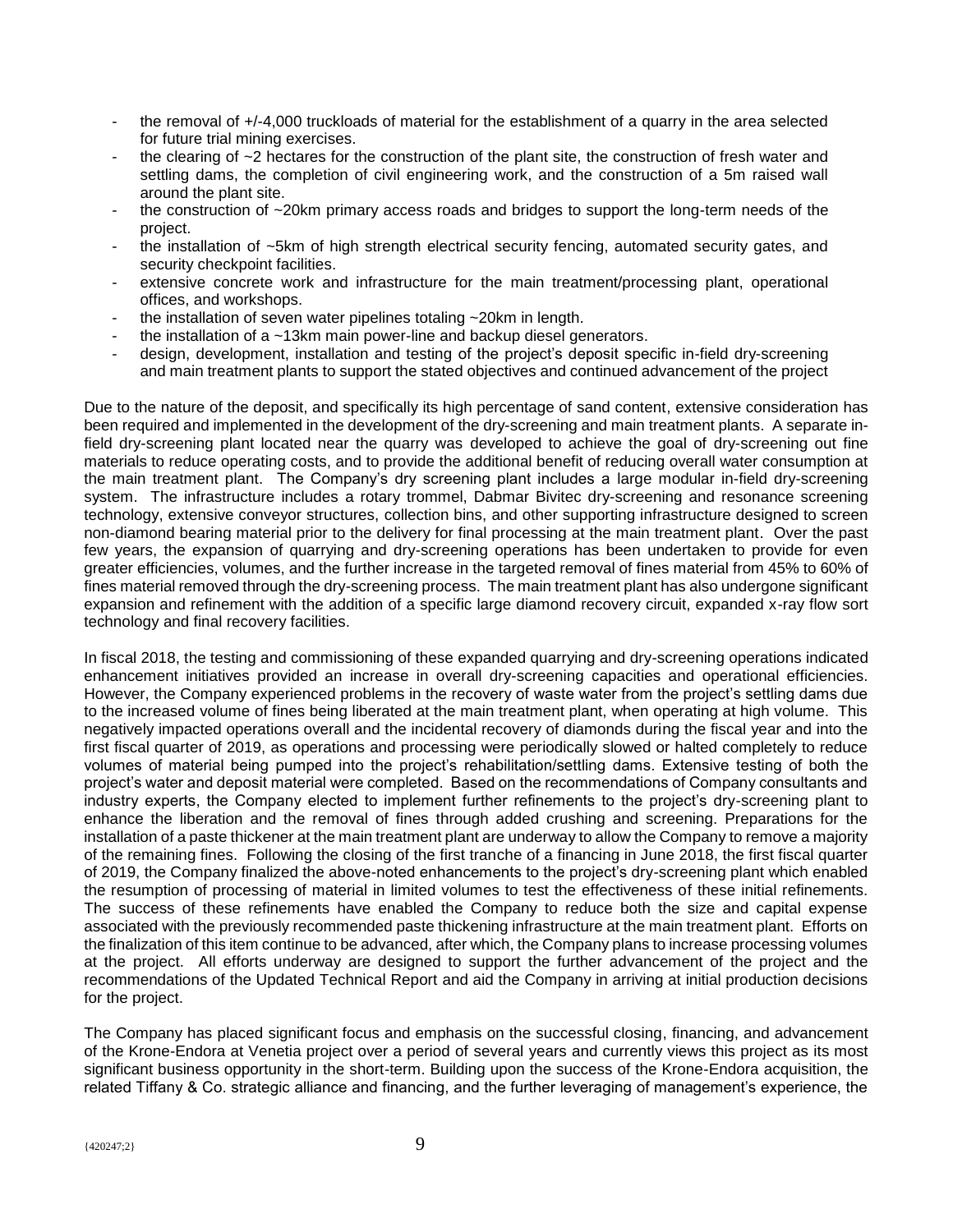- the removal of +/-4,000 truckloads of material for the establishment of a quarry in the area selected for future trial mining exercises.
- the clearing of ~2 hectares for the construction of the plant site, the construction of fresh water and settling dams, the completion of civil engineering work, and the construction of a 5m raised wall around the plant site.
- the construction of ~20km primary access roads and bridges to support the long-term needs of the project.
- the installation of ~5km of high strength electrical security fencing, automated security gates, and security checkpoint facilities.
- extensive concrete work and infrastructure for the main treatment/processing plant, operational offices, and workshops.
- the installation of seven water pipelines totaling ~20km in length.
- the installation of a ~13km main power-line and backup diesel generators.
- design, development, installation and testing of the project's deposit specific in-field dry-screening and main treatment plants to support the stated objectives and continued advancement of the project

Due to the nature of the deposit, and specifically its high percentage of sand content, extensive consideration has been required and implemented in the development of the dry-screening and main treatment plants. A separate in-field dry-screening plant located near the quarry was developed to achieve the goal of dry-screening out fine materials to reduce operating costs, and to provide the additional benefit of reducing overall water consumption at the main treatment plant. The Company's dry screening plant includes a large modular in-field dry-screening system. The infrastructure includes a rotary trommel, Dabmar Bivitec dry-screening and resonance screening technology, extensive conveyor structures, collection bins, and other supporting infrastructure designed to screen non-diamond bearing material prior to the delivery for final processing at the main treatment plant. Over the past few years, the expansion of quarrying and dry-screening operations has been undertaken to provide for even greater efficiencies, volumes, and the further increase in the targeted removal of fines material from 45% to 60% of fines material removed through the dry-screening process. The main treatment plant has also undergone significant expansion and refinement with the addition of a specific large diamond recovery circuit, expanded x-ray flow sort technology and final recovery facilities.

In fiscal 2018, the testing and commissioning of these expanded quarrying and dry-screening operations indicated enhancement initiatives provided an increase in overall dry-screening capacities and operational efficiencies. However, the Company experienced problems in the recovery of waste water from the project's settling dams due to the increased volume of fines being liberated at the main treatment plant, when operating at high volume. This negatively impacted operations overall and the incidental recovery of diamonds during the fiscal year and into the first fiscal quarter of 2019, as operations and processing were periodically slowed or halted completely to reduce volumes of material being pumped into the project's rehabilitation/settling dams. Extensive testing of both the project's water and deposit material were completed. Based on the recommendations of Company consultants and industry experts, the Company elected to implement further refinements to the project's dry-screening plant to enhance the liberation and the removal of fines through added crushing and screening. Preparations for the installation of a paste thickener at the main treatment plant are underway to allow the Company to remove a majority of the remaining fines. Following the closing of the first tranche of a financing in June 2018, the first fiscal quarter of 2019, the Company finalized the above-noted enhancements to the project's dry-screening plant which enabled the resumption of processing of material in limited volumes to test the effectiveness of these initial refinements. The success of these refinements have enabled the Company to reduce both the size and capital expense associated with the previously recommended paste thickening infrastructure at the main treatment plant. Efforts on the finalization of this item continue to be advanced, after which, the Company plans to increase processing volumes at the project. All efforts underway are designed to support the further advancement of the project and the recommendations of the Updated Technical Report and aid the Company in arriving at initial production decisions for the project.

The Company has placed significant focus and emphasis on the successful closing, financing, and advancement of the Krone-Endora at Venetia project over a period of several years and currently views this project as its most significant business opportunity in the short-term. Building upon the success of the Krone-Endora acquisition, the related Tiffany & Co. strategic alliance and financing, and the further leveraging of management's experience, the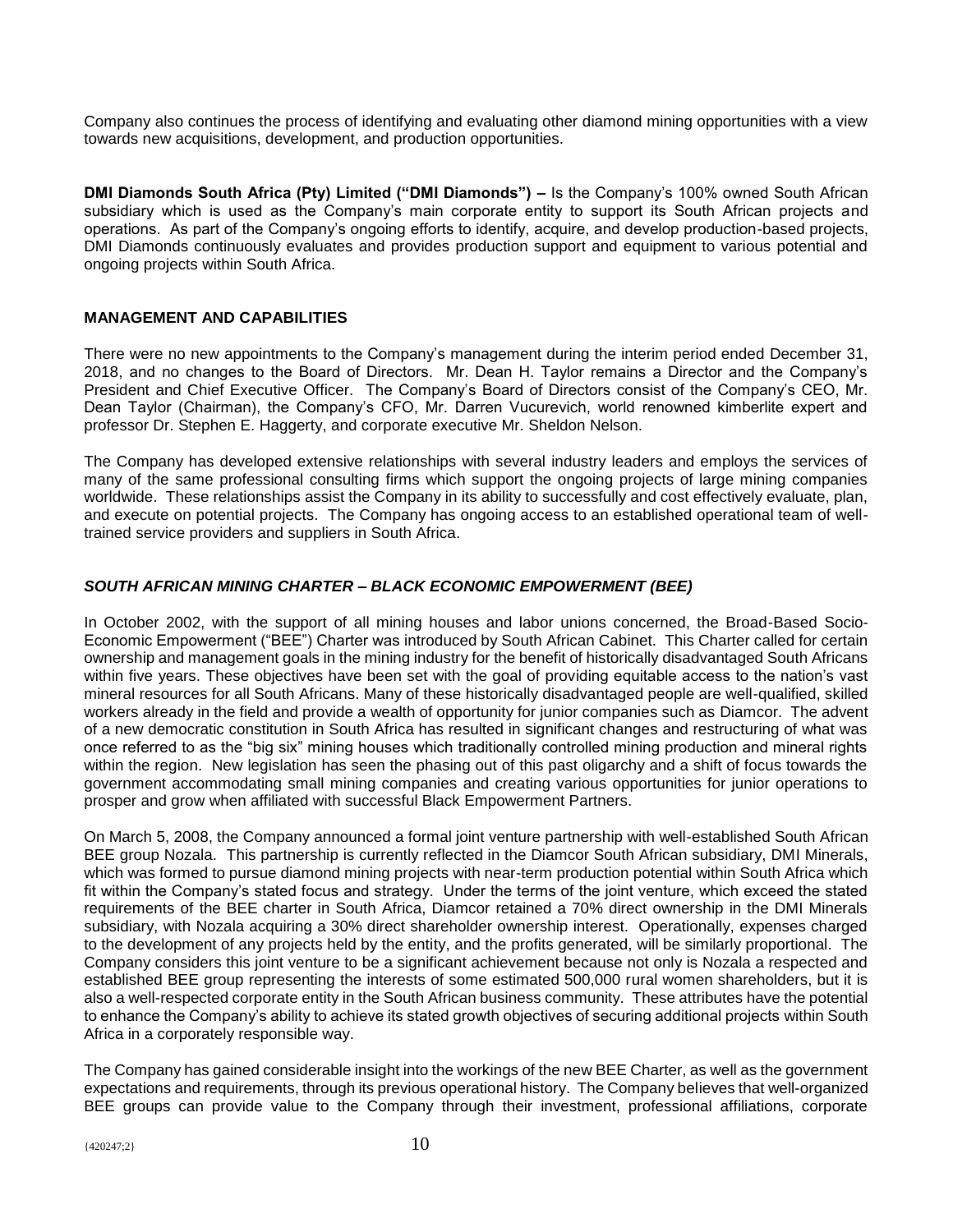Company also continues the process of identifying and evaluating other diamond mining opportunities with a view towards new acquisitions, development, and production opportunities.

**DMI Diamonds South Africa (Pty) Limited ("DMI Diamonds") –** Is the Company's 100% owned South African subsidiary which is used as the Company's main corporate entity to support its South African projects and operations. As part of the Company's ongoing efforts to identify, acquire, and develop production-based projects, DMI Diamonds continuously evaluates and provides production support and equipment to various potential and ongoing projects within South Africa.

## MANAGEMENT AND CAPABILITIES

There were no new appointments to the Company's management during the interim period ended December 31, 2018, and no changes to the Board of Directors. Mr. Dean H. Taylor remains a Director and the Company's President and Chief Executive Officer. The Company's Board of Directors consist of the Company's CEO, Mr. Dean Taylor (Chairman), the Company's CFO, Mr. Darren Vucurevich, world renowned kimberlite expert and professor Dr. Stephen E. Haggerty, and corporate executive Mr. Sheldon Nelson.

The Company has developed extensive relationships with several industry leaders and employs the services of many of the same professional consulting firms which support the ongoing projects of large mining companies worldwide. These relationships assist the Company in its ability to successfully and cost effectively evaluate, plan, and execute on potential projects. The Company has ongoing access to an established operational team of well-trained service providers and suppliers in South Africa.

### *SOUTH AFRICAN MINING CHARTER – BLACK ECONOMIC EMPOWERMENT (BEE)*

In October 2002, with the support of all mining houses and labor unions concerned, the Broad-Based Socio-Economic Empowerment ("BEE") Charter was introduced by South African Cabinet. This Charter called for certain ownership and management goals in the mining industry for the benefit of historically disadvantaged South Africans within five years. These objectives have been set with the goal of providing equitable access to the nation's vast mineral resources for all South Africans. Many of these historically disadvantaged people are well-qualified, skilled workers already in the field and provide a wealth of opportunity for junior companies such as Diamcor. The advent of a new democratic constitution in South Africa has resulted in significant changes and restructuring of what was once referred to as the "big six" mining houses which traditionally controlled mining production and mineral rights within the region. New legislation has seen the phasing out of this past oligarchy and a shift of focus towards the government accommodating small mining companies and creating various opportunities for junior operations to prosper and grow when affiliated with successful Black Empowerment Partners.

On March 5, 2008, the Company announced a formal joint venture partnership with well-established South African BEE group Nozala. This partnership is currently reflected in the Diamcor South African subsidiary, DMI Minerals, which was formed to pursue diamond mining projects with near-term production potential within South Africa which fit within the Company's stated focus and strategy. Under the terms of the joint venture, which exceed the stated requirements of the BEE charter in South Africa, Diamcor retained a 70% direct ownership in the DMI Minerals subsidiary, with Nozala acquiring a 30% direct shareholder ownership interest. Operationally, expenses charged to the development of any projects held by the entity, and the profits generated, will be similarly proportional. The Company considers this joint venture to be a significant achievement because not only is Nozala a respected and established BEE group representing the interests of some estimated 500,000 rural women shareholders, but it is also a well-respected corporate entity in the South African business community. These attributes have the potential to enhance the Company's ability to achieve its stated growth objectives of securing additional projects within South Africa in a corporately responsible way.

The Company has gained considerable insight into the workings of the new BEE Charter, as well as the government expectations and requirements, through its previous operational history. The Company believes that well-organized BEE groups can provide value to the Company through their investment, professional affiliations, corporate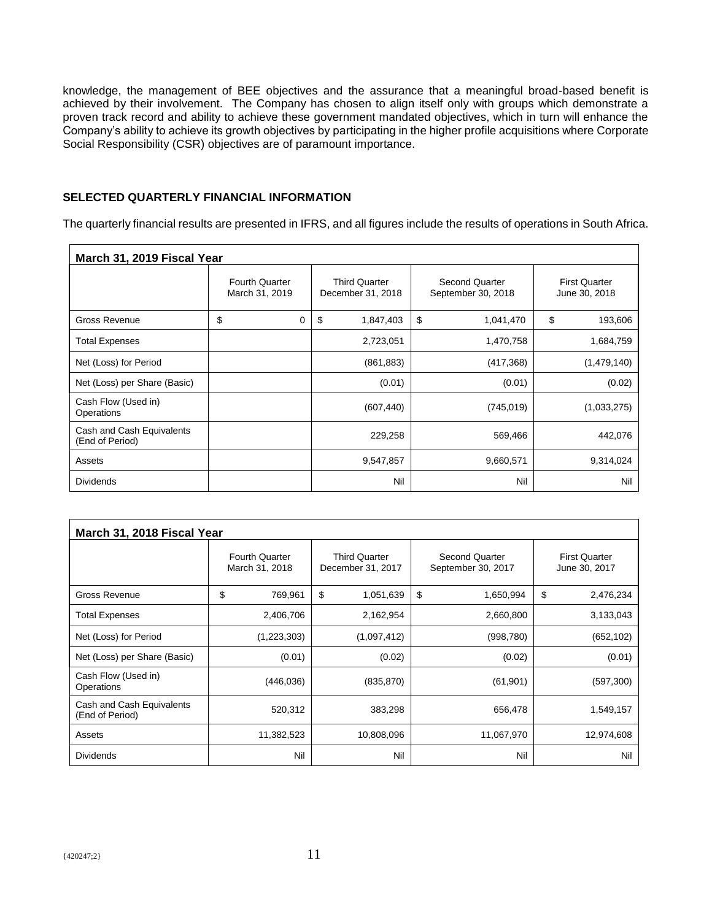knowledge, the management of BEE objectives and the assurance that a meaningful broad-based benefit is achieved by their involvement. The Company has chosen to align itself only with groups which demonstrate a proven track record and ability to achieve these government mandated objectives, which in turn will enhance the Company's ability to achieve its growth objectives by participating in the higher profile acquisitions where Corporate Social Responsibility (CSR) objectives are of paramount importance.

## SELECTED QUARTERLY FINANCIAL INFORMATION

The quarterly financial results are presented in IFRS, and all figures include the results of operations in South Africa.

| March 31, 2019 Fiscal Year | | | | |
|---|---|---|---|---|
| | Fourth Quarter March 31, 2019 | Third Quarter December 31, 2018 | Second Quarter September 30, 2018 | First Quarter June 30, 2018 |
| Gross Revenue | $ 0 | $ 1,847,403 | $ 1,041,470 | $ 193,606 |
| Total Expenses | | 2,723,051 | 1,470,758 | 1,684,759 |
| Net (Loss) for Period | | (861,883) | (417,368) | (1,479,140) |
| Net (Loss) per Share (Basic) | | (0.01) | (0.01) | (0.02) |
| Cash Flow (Used in) Operations | | (607,440) | (745,019) | (1,033,275) |
| Cash and Cash Equivalents (End of Period) | | 229,258 | 569,466 | 442,076 |
| Assets | | 9,547,857 | 9,660,571 | 9,314,024 |
| Dividends | | Nil | Nil | Nil |

| March 31, 2018 Fiscal Year | | | | |
|---|---|---|---|---|
| | Fourth Quarter March 31, 2018 | Third Quarter December 31, 2017 | Second Quarter September 30, 2017 | First Quarter June 30, 2017 |
| Gross Revenue | $ 769,961 | $ 1,051,639 | $ 1,650,994 | $ 2,476,234 |
| Total Expenses | 2,406,706 | 2,162,954 | 2,660,800 | 3,133,043 |
| Net (Loss) for Period | (1,223,303) | (1,097,412) | (998,780) | (652,102) |
| Net (Loss) per Share (Basic) | (0.01) | (0.02) | (0.02) | (0.01) |
| Cash Flow (Used in) Operations | (446,036) | (835,870) | (61,901) | (597,300) |
| Cash and Cash Equivalents (End of Period) | 520,312 | 383,298 | 656,478 | 1,549,157 |
| Assets | 11,382,523 | 10,808,096 | 11,067,970 | 12,974,608 |
| Dividends | Nil | Nil | Nil | Nil |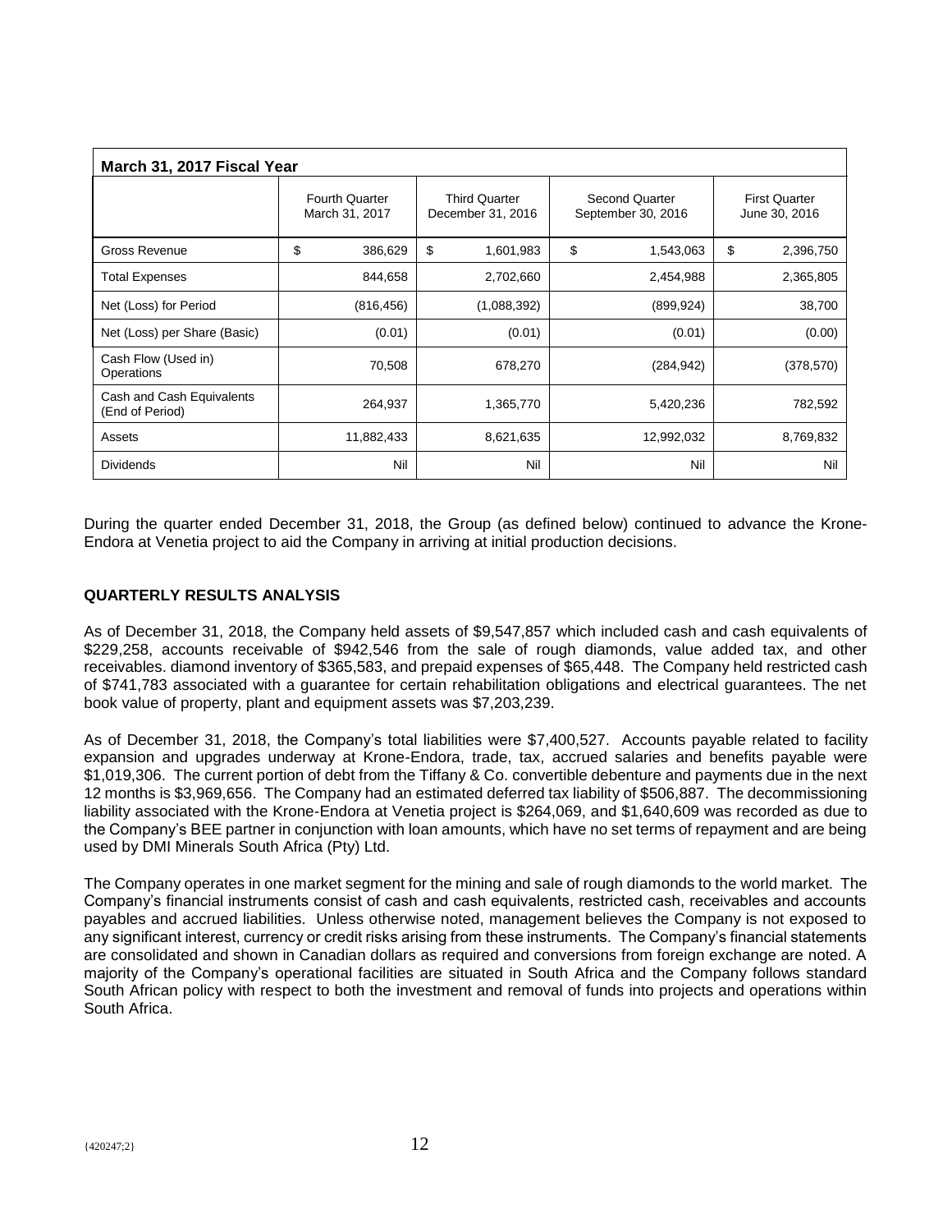| March 31, 2017 Fiscal Year | | | | |
|---|---|---|---|---|
| | Fourth Quarter March 31, 2017 | Third Quarter December 31, 2016 | Second Quarter September 30, 2016 | First Quarter June 30, 2016 |
| Gross Revenue | $ 386,629 | $ 1,601,983 | $ 1,543,063 | $ 2,396,750 |
| Total Expenses | 844,658 | 2,702,660 | 2,454,988 | 2,365,805 |
| Net (Loss) for Period | (816,456) | (1,088,392) | (899,924) | 38,700 |
| Net (Loss) per Share (Basic) | (0.01) | (0.01) | (0.01) | (0.00) |
| Cash Flow (Used in) Operations | 70,508 | 678,270 | (284,942) | (378,570) |
| Cash and Cash Equivalents (End of Period) | 264,937 | 1,365,770 | 5,420,236 | 782,592 |
| Assets | 11,882,433 | 8,621,635 | 12,992,032 | 8,769,832 |
| Dividends | Nil | Nil | Nil | Nil |

During the quarter ended December 31, 2018, the Group (as defined below) continued to advance the Krone-Endora at Venetia project to aid the Company in arriving at initial production decisions.

## QUARTERLY RESULTS ANALYSIS

As of December 31, 2018, the Company held assets of $9,547,857 which included cash and cash equivalents of $229,258, accounts receivable of $942,546 from the sale of rough diamonds, value added tax, and other receivables. diamond inventory of $365,583, and prepaid expenses of $65,448. The Company held restricted cash of $741,783 associated with a guarantee for certain rehabilitation obligations and electrical guarantees. The net book value of property, plant and equipment assets was $7,203,239.

As of December 31, 2018, the Company's total liabilities were $7,400,527. Accounts payable related to facility expansion and upgrades underway at Krone-Endora, trade, tax, accrued salaries and benefits payable were $1,019,306. The current portion of debt from the Tiffany & Co. convertible debenture and payments due in the next 12 months is $3,969,656. The Company had an estimated deferred tax liability of $506,887. The decommissioning liability associated with the Krone-Endora at Venetia project is $264,069, and $1,640,609 was recorded as due to the Company's BEE partner in conjunction with loan amounts, which have no set terms of repayment and are being used by DMI Minerals South Africa (Pty) Ltd.

The Company operates in one market segment for the mining and sale of rough diamonds to the world market. The Company's financial instruments consist of cash and cash equivalents, restricted cash, receivables and accounts payables and accrued liabilities. Unless otherwise noted, management believes the Company is not exposed to any significant interest, currency or credit risks arising from these instruments. The Company's financial statements are consolidated and shown in Canadian dollars as required and conversions from foreign exchange are noted. A majority of the Company's operational facilities are situated in South Africa and the Company follows standard South African policy with respect to both the investment and removal of funds into projects and operations within South Africa.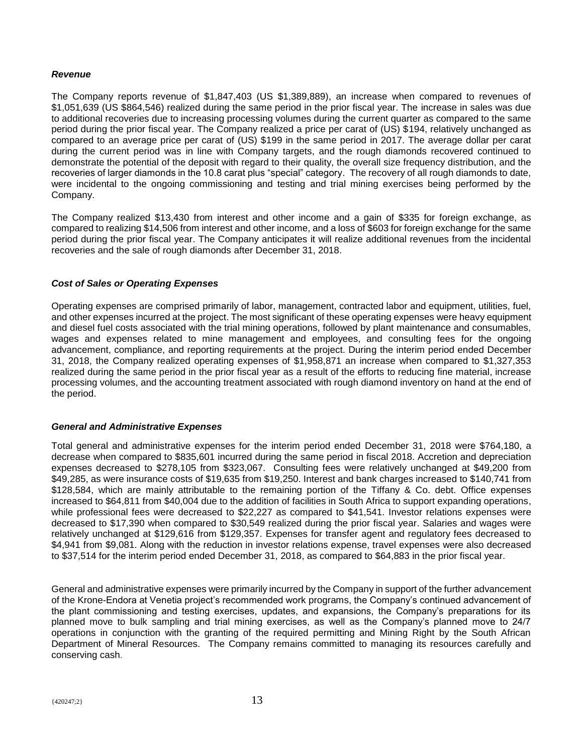### *Revenue*

The Company reports revenue of $1,847,403 (US $1,389,889), an increase when compared to revenues of $1,051,639 (US $864,546) realized during the same period in the prior fiscal year. The increase in sales was due to additional recoveries due to increasing processing volumes during the current quarter as compared to the same period during the prior fiscal year. The Company realized a price per carat of (US) $194, relatively unchanged as compared to an average price per carat of (US) $199 in the same period in 2017. The average dollar per carat during the current period was in line with Company targets, and the rough diamonds recovered continued to demonstrate the potential of the deposit with regard to their quality, the overall size frequency distribution, and the recoveries of larger diamonds in the 10.8 carat plus "special" category. The recovery of all rough diamonds to date, were incidental to the ongoing commissioning and testing and trial mining exercises being performed by the Company.

The Company realized $13,430 from interest and other income and a gain of $335 for foreign exchange, as compared to realizing $14,506 from interest and other income, and a loss of $603 for foreign exchange for the same period during the prior fiscal year. The Company anticipates it will realize additional revenues from the incidental recoveries and the sale of rough diamonds after December 31, 2018.

### *Cost of Sales or Operating Expenses*

Operating expenses are comprised primarily of labor, management, contracted labor and equipment, utilities, fuel, and other expenses incurred at the project. The most significant of these operating expenses were heavy equipment and diesel fuel costs associated with the trial mining operations, followed by plant maintenance and consumables, wages and expenses related to mine management and employees, and consulting fees for the ongoing advancement, compliance, and reporting requirements at the project. During the interim period ended December 31, 2018, the Company realized operating expenses of $1,958,871 an increase when compared to $1,327,353 realized during the same period in the prior fiscal year as a result of the efforts to reducing fine material, increase processing volumes, and the accounting treatment associated with rough diamond inventory on hand at the end of the period.

### *General and Administrative Expenses*

Total general and administrative expenses for the interim period ended December 31, 2018 were $764,180, a decrease when compared to $835,601 incurred during the same period in fiscal 2018. Accretion and depreciation expenses decreased to $278,105 from $323,067. Consulting fees were relatively unchanged at $49,200 from $49,285, as were insurance costs of $19,635 from $19,250. Interest and bank charges increased to $140,741 from $128,584, which are mainly attributable to the remaining portion of the Tiffany & Co. debt. Office expenses increased to $64,811 from $40,004 due to the addition of facilities in South Africa to support expanding operations, while professional fees were decreased to $22,227 as compared to $41,541. Investor relations expenses were decreased to $17,390 when compared to $30,549 realized during the prior fiscal year. Salaries and wages were relatively unchanged at $129,616 from $129,357. Expenses for transfer agent and regulatory fees decreased to $4,941 from $9,081. Along with the reduction in investor relations expense, travel expenses were also decreased to $37,514 for the interim period ended December 31, 2018, as compared to $64,883 in the prior fiscal year.

General and administrative expenses were primarily incurred by the Company in support of the further advancement of the Krone-Endora at Venetia project's recommended work programs, the Company's continued advancement of the plant commissioning and testing exercises, updates, and expansions, the Company's preparations for its planned move to bulk sampling and trial mining exercises, as well as the Company's planned move to 24/7 operations in conjunction with the granting of the required permitting and Mining Right by the South African Department of Mineral Resources. The Company remains committed to managing its resources carefully and conserving cash.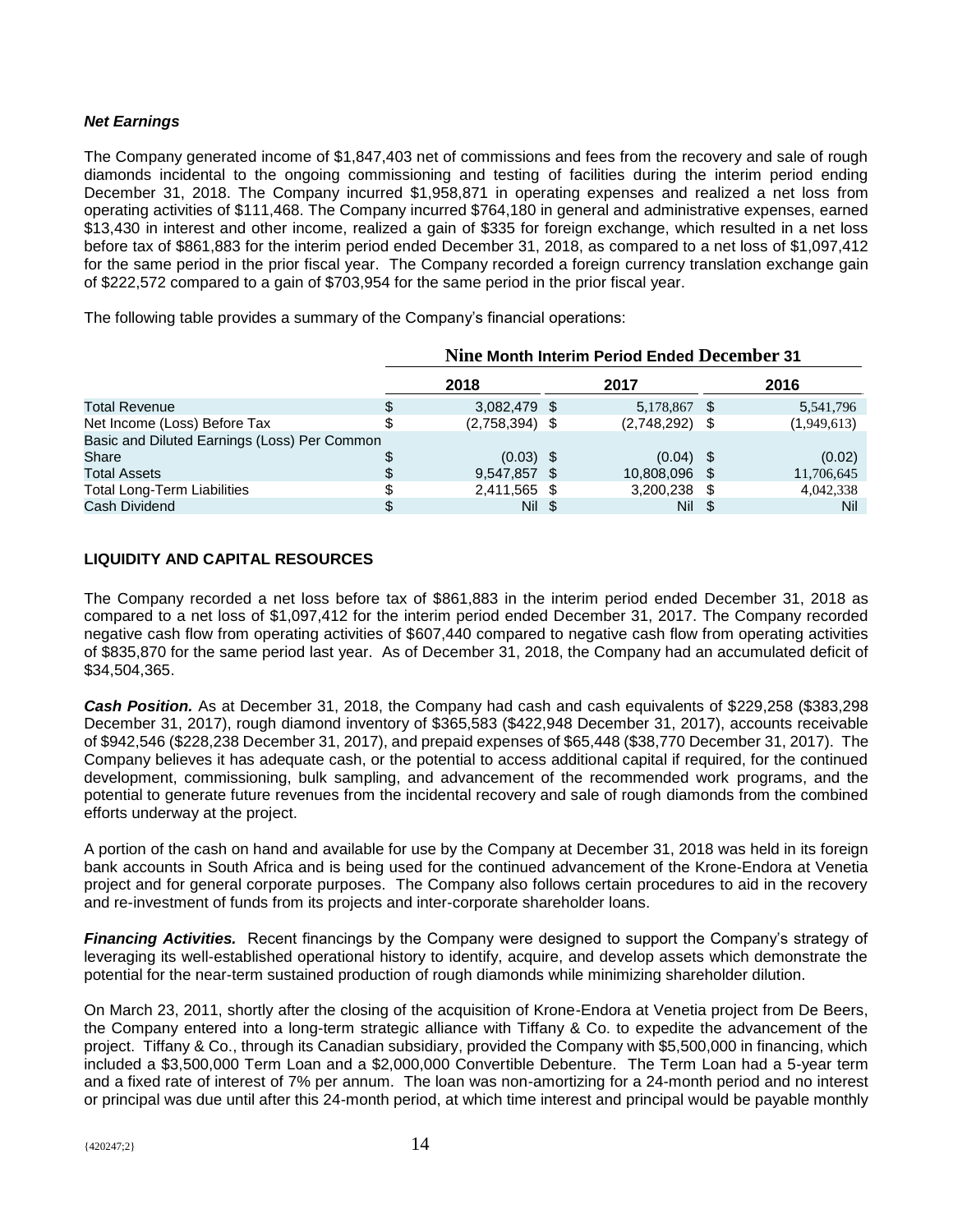### *Net Earnings*

The Company generated income of $1,847,403 net of commissions and fees from the recovery and sale of rough diamonds incidental to the ongoing commissioning and testing of facilities during the interim period ending December 31, 2018. The Company incurred $1,958,871 in operating expenses and realized a net loss from operating activities of $111,468. The Company incurred $764,180 in general and administrative expenses, earned $13,430 in interest and other income, realized a gain of $335 for foreign exchange, which resulted in a net loss before tax of $861,883 for the interim period ended December 31, 2018, as compared to a net loss of $1,097,412 for the same period in the prior fiscal year. The Company recorded a foreign currency translation exchange gain of $222,572 compared to a gain of $703,954 for the same period in the prior fiscal year.

The following table provides a summary of the Company's financial operations:

| | Nine Month Interim Period Ended December 31 | | |
|---|---|---|---|
| | 2018 | 2017 | 2016 |
| Total Revenue | $ 3,082,479 | $ 5,178,867 | $ 5,541,796 |
| Net Income (Loss) Before Tax | $ (2,758,394) | $ (2,748,292) | $ (1,949,613) |
| Basic and Diluted Earnings (Loss) Per Common Share | $ (0.03) | $ (0.04) | $ (0.02) |
| Total Assets | $ 9,547,857 | $ 10,808,096 | $ 11,706,645 |
| Total Long-Term Liabilities | $ 2,411,565 | $ 3,200,238 | $ 4,042,338 |
| Cash Dividend | $ Nil | $ Nil | $ Nil |

## LIQUIDITY AND CAPITAL RESOURCES

The Company recorded a net loss before tax of $861,883 in the interim period ended December 31, 2018 as compared to a net loss of $1,097,412 for the interim period ended December 31, 2017. The Company recorded negative cash flow from operating activities of $607,440 compared to negative cash flow from operating activities of $835,870 for the same period last year. As of December 31, 2018, the Company had an accumulated deficit of $34,504,365.

***Cash Position.*** As at December 31, 2018, the Company had cash and cash equivalents of $229,258 ($383,298 December 31, 2017), rough diamond inventory of $365,583 ($422,948 December 31, 2017), accounts receivable of $942,546 ($228,238 December 31, 2017), and prepaid expenses of $65,448 ($38,770 December 31, 2017). The Company believes it has adequate cash, or the potential to access additional capital if required, for the continued development, commissioning, bulk sampling, and advancement of the recommended work programs, and the potential to generate future revenues from the incidental recovery and sale of rough diamonds from the combined efforts underway at the project.

A portion of the cash on hand and available for use by the Company at December 31, 2018 was held in its foreign bank accounts in South Africa and is being used for the continued advancement of the Krone-Endora at Venetia project and for general corporate purposes. The Company also follows certain procedures to aid in the recovery and re-investment of funds from its projects and inter-corporate shareholder loans.

***Financing Activities.*** Recent financings by the Company were designed to support the Company's strategy of leveraging its well-established operational history to identify, acquire, and develop assets which demonstrate the potential for the near-term sustained production of rough diamonds while minimizing shareholder dilution.

On March 23, 2011, shortly after the closing of the acquisition of Krone-Endora at Venetia project from De Beers, the Company entered into a long-term strategic alliance with Tiffany & Co. to expedite the advancement of the project. Tiffany & Co., through its Canadian subsidiary, provided the Company with $5,500,000 in financing, which included a $3,500,000 Term Loan and a $2,000,000 Convertible Debenture. The Term Loan had a 5-year term and a fixed rate of interest of 7% per annum. The loan was non-amortizing for a 24-month period and no interest or principal was due until after this 24-month period, at which time interest and principal would be payable monthly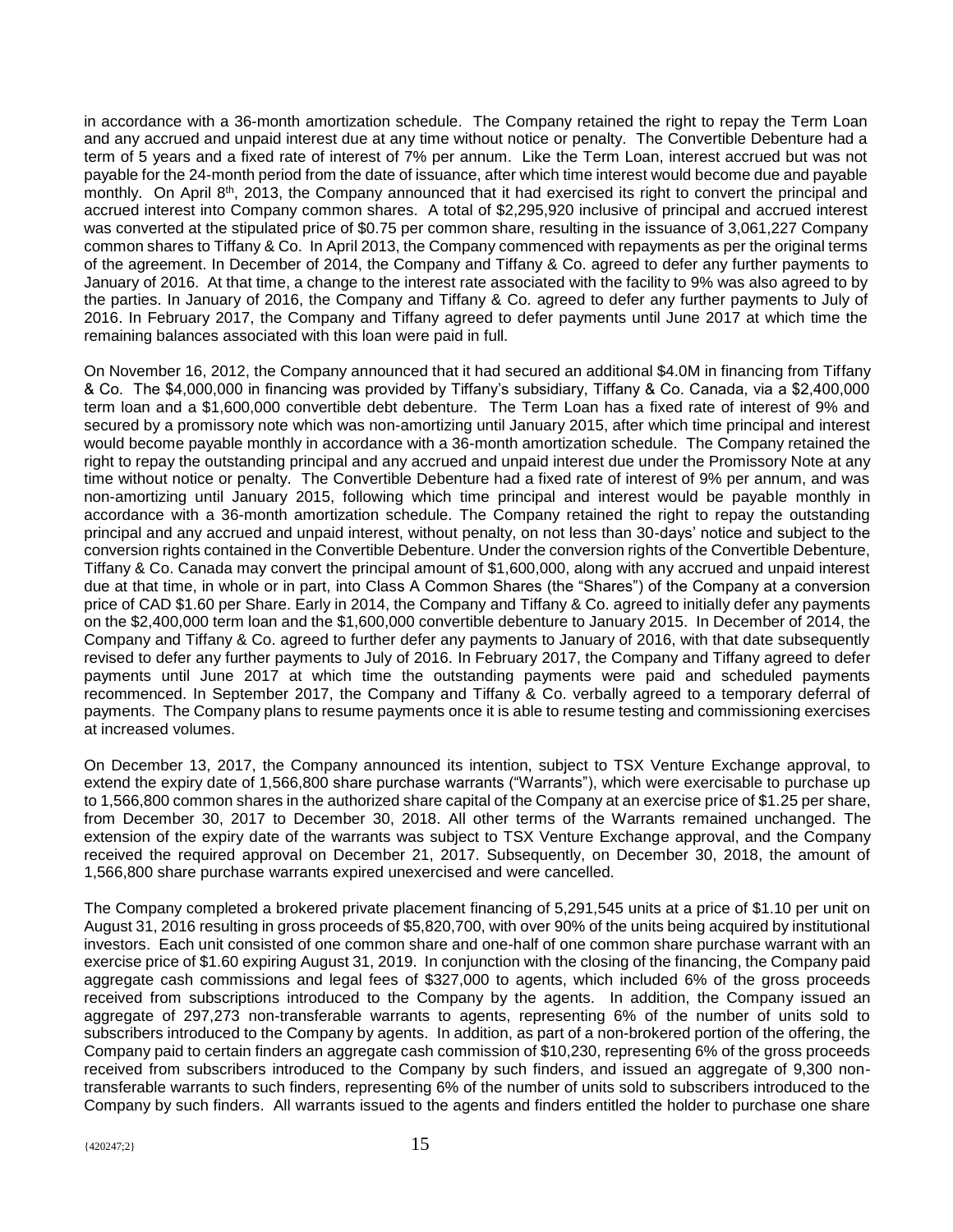in accordance with a 36-month amortization schedule. The Company retained the right to repay the Term Loan and any accrued and unpaid interest due at any time without notice or penalty. The Convertible Debenture had a term of 5 years and a fixed rate of interest of 7% per annum. Like the Term Loan, interest accrued but was not payable for the 24-month period from the date of issuance, after which time interest would become due and payable monthly. On April 8th, 2013, the Company announced that it had exercised its right to convert the principal and accrued interest into Company common shares. A total of $2,295,920 inclusive of principal and accrued interest was converted at the stipulated price of $0.75 per common share, resulting in the issuance of 3,061,227 Company common shares to Tiffany & Co. In April 2013, the Company commenced with repayments as per the original terms of the agreement. In December of 2014, the Company and Tiffany & Co. agreed to defer any further payments to January of 2016. At that time, a change to the interest rate associated with the facility to 9% was also agreed to by the parties. In January of 2016, the Company and Tiffany & Co. agreed to defer any further payments to July of 2016. In February 2017, the Company and Tiffany agreed to defer payments until June 2017 at which time the remaining balances associated with this loan were paid in full.

On November 16, 2012, the Company announced that it had secured an additional $4.0M in financing from Tiffany & Co. The $4,000,000 in financing was provided by Tiffany's subsidiary, Tiffany & Co. Canada, via a $2,400,000 term loan and a $1,600,000 convertible debt debenture. The Term Loan has a fixed rate of interest of 9% and secured by a promissory note which was non-amortizing until January 2015, after which time principal and interest would become payable monthly in accordance with a 36-month amortization schedule. The Company retained the right to repay the outstanding principal and any accrued and unpaid interest due under the Promissory Note at any time without notice or penalty. The Convertible Debenture had a fixed rate of interest of 9% per annum, and was non-amortizing until January 2015, following which time principal and interest would be payable monthly in accordance with a 36-month amortization schedule. The Company retained the right to repay the outstanding principal and any accrued and unpaid interest, without penalty, on not less than 30-days' notice and subject to the conversion rights contained in the Convertible Debenture. Under the conversion rights of the Convertible Debenture, Tiffany & Co. Canada may convert the principal amount of $1,600,000, along with any accrued and unpaid interest due at that time, in whole or in part, into Class A Common Shares (the "Shares") of the Company at a conversion price of CAD $1.60 per Share. Early in 2014, the Company and Tiffany & Co. agreed to initially defer any payments on the $2,400,000 term loan and the $1,600,000 convertible debenture to January 2015. In December of 2014, the Company and Tiffany & Co. agreed to further defer any payments to January of 2016, with that date subsequently revised to defer any further payments to July of 2016. In February 2017, the Company and Tiffany agreed to defer payments until June 2017 at which time the outstanding payments were paid and scheduled payments recommenced. In September 2017, the Company and Tiffany & Co. verbally agreed to a temporary deferral of payments. The Company plans to resume payments once it is able to resume testing and commissioning exercises at increased volumes.

On December 13, 2017, the Company announced its intention, subject to TSX Venture Exchange approval, to extend the expiry date of 1,566,800 share purchase warrants ("Warrants"), which were exercisable to purchase up to 1,566,800 common shares in the authorized share capital of the Company at an exercise price of $1.25 per share, from December 30, 2017 to December 30, 2018. All other terms of the Warrants remained unchanged. The extension of the expiry date of the warrants was subject to TSX Venture Exchange approval, and the Company received the required approval on December 21, 2017. Subsequently, on December 30, 2018, the amount of 1,566,800 share purchase warrants expired unexercised and were cancelled.

The Company completed a brokered private placement financing of 5,291,545 units at a price of $1.10 per unit on August 31, 2016 resulting in gross proceeds of $5,820,700, with over 90% of the units being acquired by institutional investors. Each unit consisted of one common share and one-half of one common share purchase warrant with an exercise price of $1.60 expiring August 31, 2019. In conjunction with the closing of the financing, the Company paid aggregate cash commissions and legal fees of $327,000 to agents, which included 6% of the gross proceeds received from subscriptions introduced to the Company by the agents. In addition, the Company issued an aggregate of 297,273 non-transferable warrants to agents, representing 6% of the number of units sold to subscribers introduced to the Company by agents. In addition, as part of a non-brokered portion of the offering, the Company paid to certain finders an aggregate cash commission of $10,230, representing 6% of the gross proceeds received from subscribers introduced to the Company by such finders, and issued an aggregate of 9,300 non-transferable warrants to such finders, representing 6% of the number of units sold to subscribers introduced to the Company by such finders. All warrants issued to the agents and finders entitled the holder to purchase one share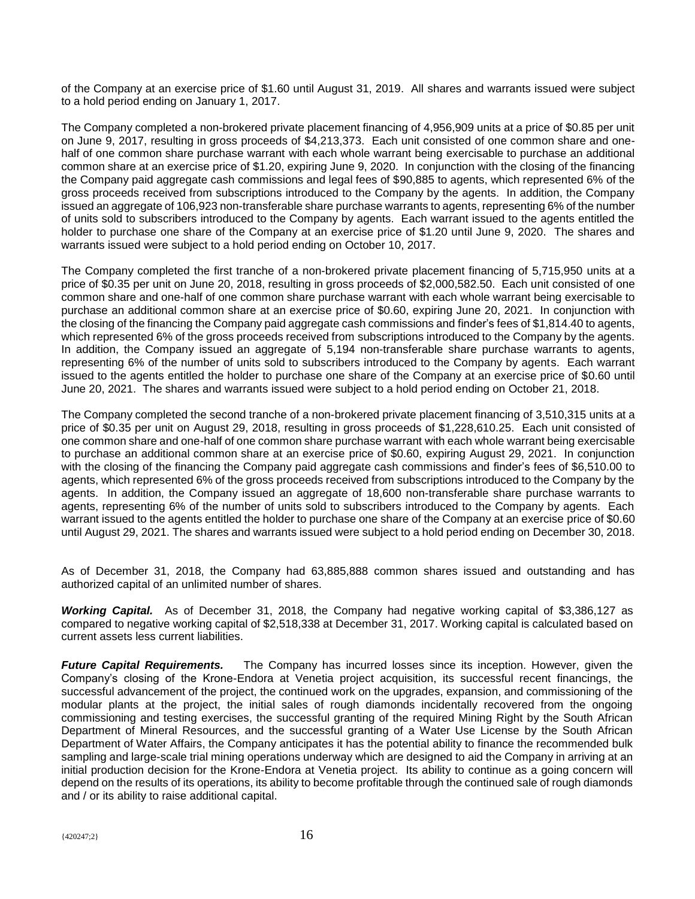of the Company at an exercise price of $1.60 until August 31, 2019. All shares and warrants issued were subject to a hold period ending on January 1, 2017.

The Company completed a non-brokered private placement financing of 4,956,909 units at a price of $0.85 per unit on June 9, 2017, resulting in gross proceeds of $4,213,373. Each unit consisted of one common share and one-half of one common share purchase warrant with each whole warrant being exercisable to purchase an additional common share at an exercise price of $1.20, expiring June 9, 2020. In conjunction with the closing of the financing the Company paid aggregate cash commissions and legal fees of $90,885 to agents, which represented 6% of the gross proceeds received from subscriptions introduced to the Company by the agents. In addition, the Company issued an aggregate of 106,923 non-transferable share purchase warrants to agents, representing 6% of the number of units sold to subscribers introduced to the Company by agents. Each warrant issued to the agents entitled the holder to purchase one share of the Company at an exercise price of $1.20 until June 9, 2020. The shares and warrants issued were subject to a hold period ending on October 10, 2017.

The Company completed the first tranche of a non-brokered private placement financing of 5,715,950 units at a price of $0.35 per unit on June 20, 2018, resulting in gross proceeds of $2,000,582.50. Each unit consisted of one common share and one-half of one common share purchase warrant with each whole warrant being exercisable to purchase an additional common share at an exercise price of $0.60, expiring June 20, 2021. In conjunction with the closing of the financing the Company paid aggregate cash commissions and finder's fees of $1,814.40 to agents, which represented 6% of the gross proceeds received from subscriptions introduced to the Company by the agents. In addition, the Company issued an aggregate of 5,194 non-transferable share purchase warrants to agents, representing 6% of the number of units sold to subscribers introduced to the Company by agents. Each warrant issued to the agents entitled the holder to purchase one share of the Company at an exercise price of $0.60 until June 20, 2021. The shares and warrants issued were subject to a hold period ending on October 21, 2018.

The Company completed the second tranche of a non-brokered private placement financing of 3,510,315 units at a price of $0.35 per unit on August 29, 2018, resulting in gross proceeds of $1,228,610.25. Each unit consisted of one common share and one-half of one common share purchase warrant with each whole warrant being exercisable to purchase an additional common share at an exercise price of $0.60, expiring August 29, 2021. In conjunction with the closing of the financing the Company paid aggregate cash commissions and finder's fees of $6,510.00 to agents, which represented 6% of the gross proceeds received from subscriptions introduced to the Company by the agents. In addition, the Company issued an aggregate of 18,600 non-transferable share purchase warrants to agents, representing 6% of the number of units sold to subscribers introduced to the Company by agents. Each warrant issued to the agents entitled the holder to purchase one share of the Company at an exercise price of $0.60 until August 29, 2021. The shares and warrants issued were subject to a hold period ending on December 30, 2018.

As of December 31, 2018, the Company had 63,885,888 common shares issued and outstanding and has authorized capital of an unlimited number of shares.

***Working Capital.*** As of December 31, 2018, the Company had negative working capital of $3,386,127 as compared to negative working capital of $2,518,338 at December 31, 2017. Working capital is calculated based on current assets less current liabilities.

***Future Capital Requirements.*** The Company has incurred losses since its inception. However, given the Company's closing of the Krone-Endora at Venetia project acquisition, its successful recent financings, the successful advancement of the project, the continued work on the upgrades, expansion, and commissioning of the modular plants at the project, the initial sales of rough diamonds incidentally recovered from the ongoing commissioning and testing exercises, the successful granting of the required Mining Right by the South African Department of Mineral Resources, and the successful granting of a Water Use License by the South African Department of Water Affairs, the Company anticipates it has the potential ability to finance the recommended bulk sampling and large-scale trial mining operations underway which are designed to aid the Company in arriving at an initial production decision for the Krone-Endora at Venetia project. Its ability to continue as a going concern will depend on the results of its operations, its ability to become profitable through the continued sale of rough diamonds and / or its ability to raise additional capital.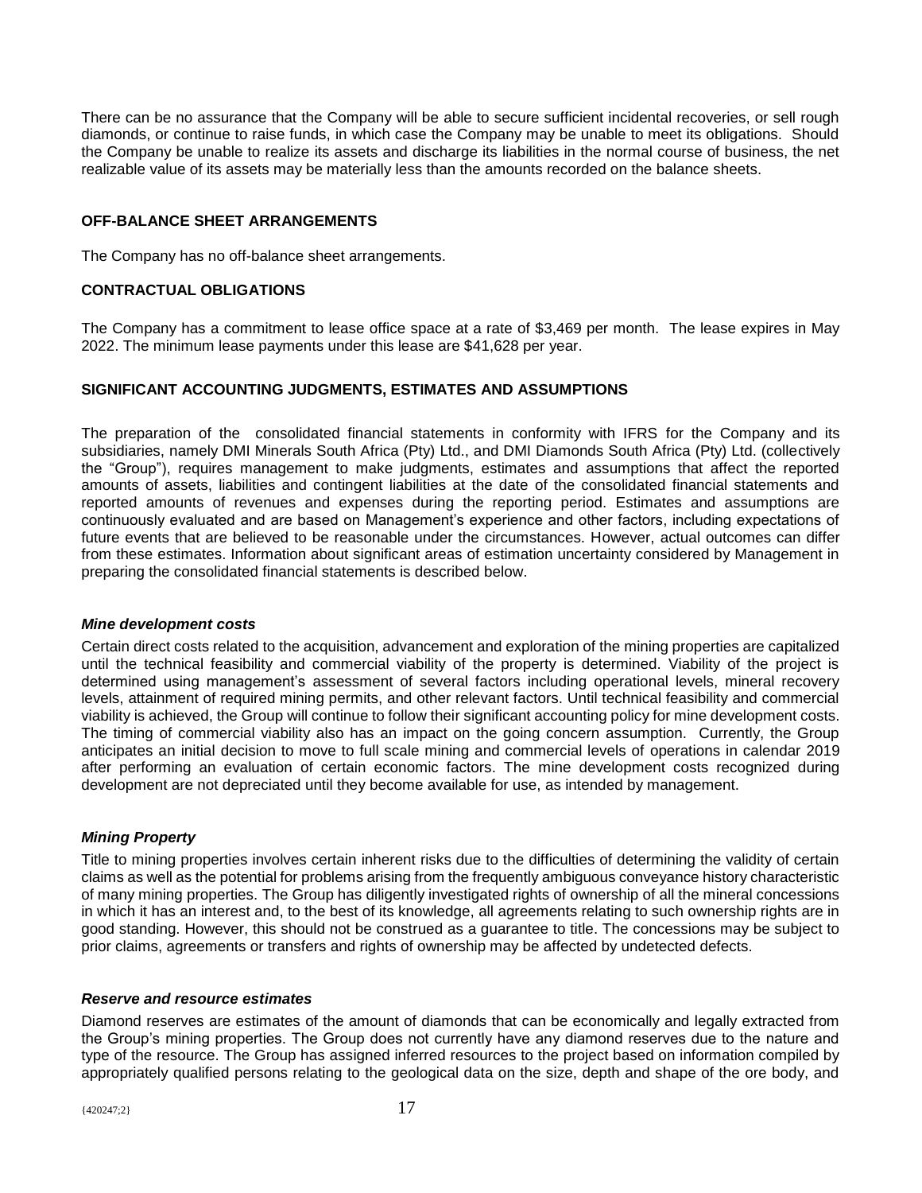There can be no assurance that the Company will be able to secure sufficient incidental recoveries, or sell rough diamonds, or continue to raise funds, in which case the Company may be unable to meet its obligations. Should the Company be unable to realize its assets and discharge its liabilities in the normal course of business, the net realizable value of its assets may be materially less than the amounts recorded on the balance sheets.

## OFF-BALANCE SHEET ARRANGEMENTS

The Company has no off-balance sheet arrangements.

## CONTRACTUAL OBLIGATIONS

The Company has a commitment to lease office space at a rate of $3,469 per month. The lease expires in May 2022. The minimum lease payments under this lease are $41,628 per year.

## SIGNIFICANT ACCOUNTING JUDGMENTS, ESTIMATES AND ASSUMPTIONS

The preparation of the consolidated financial statements in conformity with IFRS for the Company and its subsidiaries, namely DMI Minerals South Africa (Pty) Ltd., and DMI Diamonds South Africa (Pty) Ltd. (collectively the "Group"), requires management to make judgments, estimates and assumptions that affect the reported amounts of assets, liabilities and contingent liabilities at the date of the consolidated financial statements and reported amounts of revenues and expenses during the reporting period. Estimates and assumptions are continuously evaluated and are based on Management's experience and other factors, including expectations of future events that are believed to be reasonable under the circumstances. However, actual outcomes can differ from these estimates. Information about significant areas of estimation uncertainty considered by Management in preparing the consolidated financial statements is described below.

### *Mine development costs*

Certain direct costs related to the acquisition, advancement and exploration of the mining properties are capitalized until the technical feasibility and commercial viability of the property is determined. Viability of the project is determined using management's assessment of several factors including operational levels, mineral recovery levels, attainment of required mining permits, and other relevant factors. Until technical feasibility and commercial viability is achieved, the Group will continue to follow their significant accounting policy for mine development costs. The timing of commercial viability also has an impact on the going concern assumption. Currently, the Group anticipates an initial decision to move to full scale mining and commercial levels of operations in calendar 2019 after performing an evaluation of certain economic factors. The mine development costs recognized during development are not depreciated until they become available for use, as intended by management.

### *Mining Property*

Title to mining properties involves certain inherent risks due to the difficulties of determining the validity of certain claims as well as the potential for problems arising from the frequently ambiguous conveyance history characteristic of many mining properties. The Group has diligently investigated rights of ownership of all the mineral concessions in which it has an interest and, to the best of its knowledge, all agreements relating to such ownership rights are in good standing. However, this should not be construed as a guarantee to title. The concessions may be subject to prior claims, agreements or transfers and rights of ownership may be affected by undetected defects.

### *Reserve and resource estimates*

Diamond reserves are estimates of the amount of diamonds that can be economically and legally extracted from the Group's mining properties. The Group does not currently have any diamond reserves due to the nature and type of the resource. The Group has assigned inferred resources to the project based on information compiled by appropriately qualified persons relating to the geological data on the size, depth and shape of the ore body, and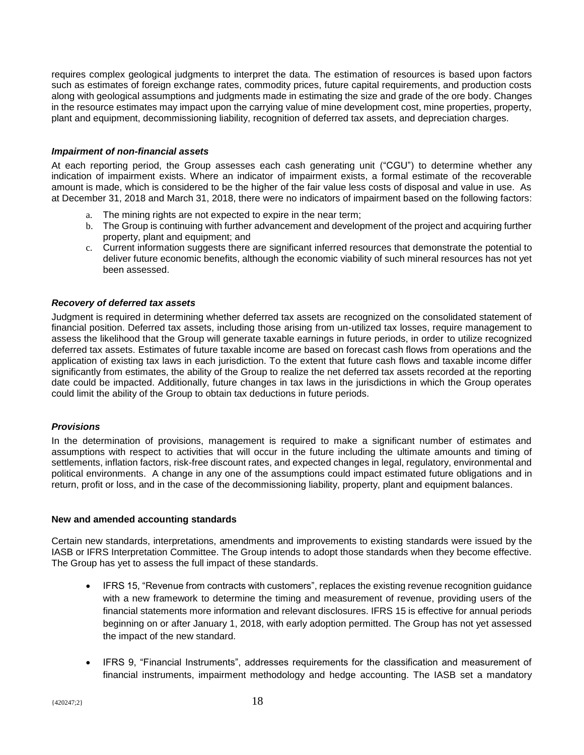requires complex geological judgments to interpret the data. The estimation of resources is based upon factors such as estimates of foreign exchange rates, commodity prices, future capital requirements, and production costs along with geological assumptions and judgments made in estimating the size and grade of the ore body. Changes in the resource estimates may impact upon the carrying value of mine development cost, mine properties, property, plant and equipment, decommissioning liability, recognition of deferred tax assets, and depreciation charges.

***Impairment of non-financial assets***

At each reporting period, the Group assesses each cash generating unit ("CGU") to determine whether any indication of impairment exists. Where an indicator of impairment exists, a formal estimate of the recoverable amount is made, which is considered to be the higher of the fair value less costs of disposal and value in use. As at December 31, 2018 and March 31, 2018, there were no indicators of impairment based on the following factors:

a. The mining rights are not expected to expire in the near term;
b. The Group is continuing with further advancement and development of the project and acquiring further property, plant and equipment; and
c. Current information suggests there are significant inferred resources that demonstrate the potential to deliver future economic benefits, although the economic viability of such mineral resources has not yet been assessed.

***Recovery of deferred tax assets***

Judgment is required in determining whether deferred tax assets are recognized on the consolidated statement of financial position. Deferred tax assets, including those arising from un-utilized tax losses, require management to assess the likelihood that the Group will generate taxable earnings in future periods, in order to utilize recognized deferred tax assets. Estimates of future taxable income are based on forecast cash flows from operations and the application of existing tax laws in each jurisdiction. To the extent that future cash flows and taxable income differ significantly from estimates, the ability of the Group to realize the net deferred tax assets recorded at the reporting date could be impacted. Additionally, future changes in tax laws in the jurisdictions in which the Group operates could limit the ability of the Group to obtain tax deductions in future periods.

***Provisions***

In the determination of provisions, management is required to make a significant number of estimates and assumptions with respect to activities that will occur in the future including the ultimate amounts and timing of settlements, inflation factors, risk-free discount rates, and expected changes in legal, regulatory, environmental and political environments. A change in any one of the assumptions could impact estimated future obligations and in return, profit or loss, and in the case of the decommissioning liability, property, plant and equipment balances.

**New and amended accounting standards**

Certain new standards, interpretations, amendments and improvements to existing standards were issued by the IASB or IFRS Interpretation Committee. The Group intends to adopt those standards when they become effective. The Group has yet to assess the full impact of these standards.

- IFRS 15, "Revenue from contracts with customers", replaces the existing revenue recognition guidance with a new framework to determine the timing and measurement of revenue, providing users of the financial statements more information and relevant disclosures. IFRS 15 is effective for annual periods beginning on or after January 1, 2018, with early adoption permitted. The Group has not yet assessed the impact of the new standard.

- IFRS 9, "Financial Instruments", addresses requirements for the classification and measurement of financial instruments, impairment methodology and hedge accounting. The IASB set a mandatory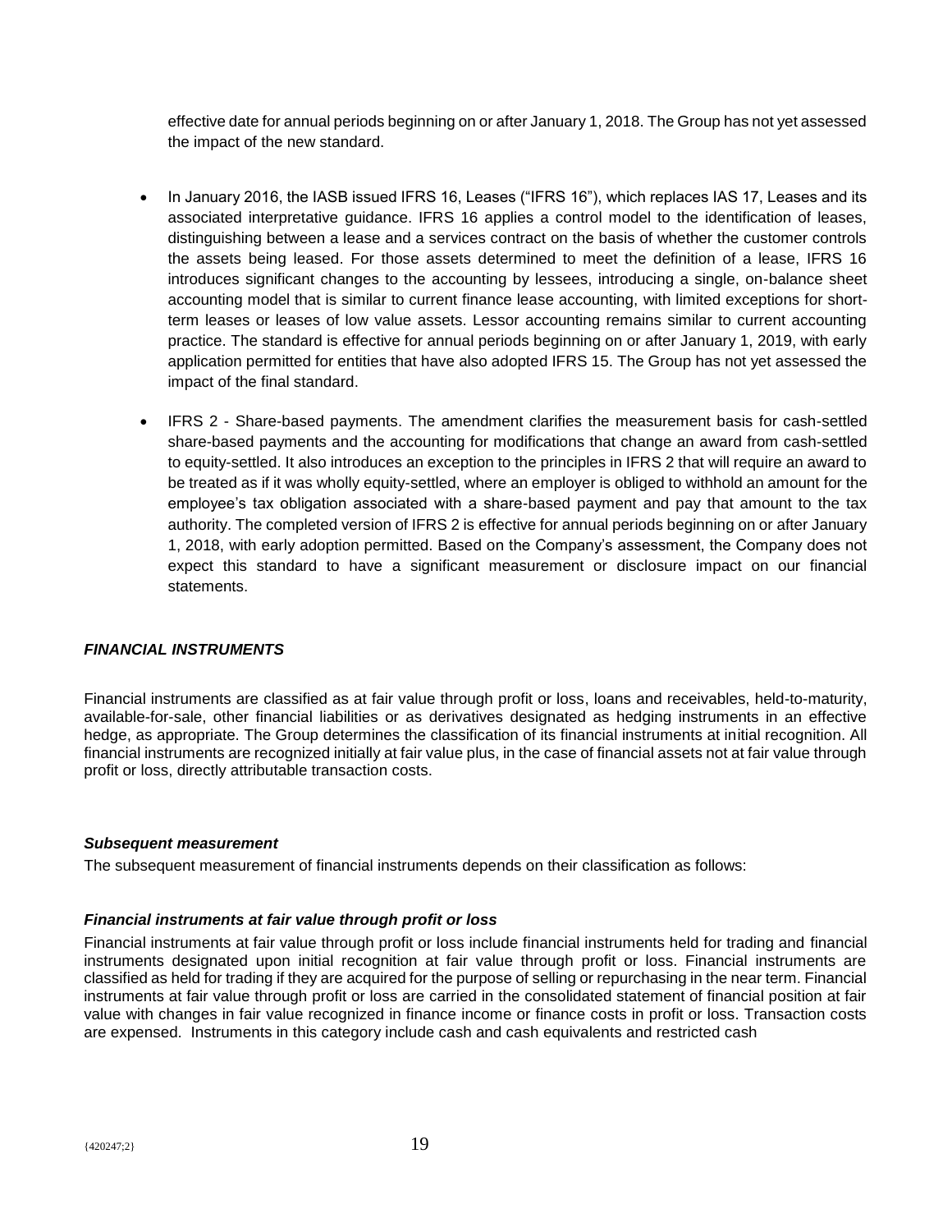effective date for annual periods beginning on or after January 1, 2018. The Group has not yet assessed the impact of the new standard.

- In January 2016, the IASB issued IFRS 16, Leases ("IFRS 16"), which replaces IAS 17, Leases and its associated interpretative guidance. IFRS 16 applies a control model to the identification of leases, distinguishing between a lease and a services contract on the basis of whether the customer controls the assets being leased. For those assets determined to meet the definition of a lease, IFRS 16 introduces significant changes to the accounting by lessees, introducing a single, on-balance sheet accounting model that is similar to current finance lease accounting, with limited exceptions for short-term leases or leases of low value assets. Lessor accounting remains similar to current accounting practice. The standard is effective for annual periods beginning on or after January 1, 2019, with early application permitted for entities that have also adopted IFRS 15. The Group has not yet assessed the impact of the final standard.

- IFRS 2 - Share-based payments. The amendment clarifies the measurement basis for cash-settled share-based payments and the accounting for modifications that change an award from cash-settled to equity-settled. It also introduces an exception to the principles in IFRS 2 that will require an award to be treated as if it was wholly equity-settled, where an employer is obliged to withhold an amount for the employee's tax obligation associated with a share-based payment and pay that amount to the tax authority. The completed version of IFRS 2 is effective for annual periods beginning on or after January 1, 2018, with early adoption permitted. Based on the Company's assessment, the Company does not expect this standard to have a significant measurement or disclosure impact on our financial statements.

### *FINANCIAL INSTRUMENTS*

Financial instruments are classified as at fair value through profit or loss, loans and receivables, held-to-maturity, available-for-sale, other financial liabilities or as derivatives designated as hedging instruments in an effective hedge, as appropriate. The Group determines the classification of its financial instruments at initial recognition. All financial instruments are recognized initially at fair value plus, in the case of financial assets not at fair value through profit or loss, directly attributable transaction costs.

#### *Subsequent measurement*

The subsequent measurement of financial instruments depends on their classification as follows:

#### *Financial instruments at fair value through profit or loss*

Financial instruments at fair value through profit or loss include financial instruments held for trading and financial instruments designated upon initial recognition at fair value through profit or loss. Financial instruments are classified as held for trading if they are acquired for the purpose of selling or repurchasing in the near term. Financial instruments at fair value through profit or loss are carried in the consolidated statement of financial position at fair value with changes in fair value recognized in finance income or finance costs in profit or loss. Transaction costs are expensed. Instruments in this category include cash and cash equivalents and restricted cash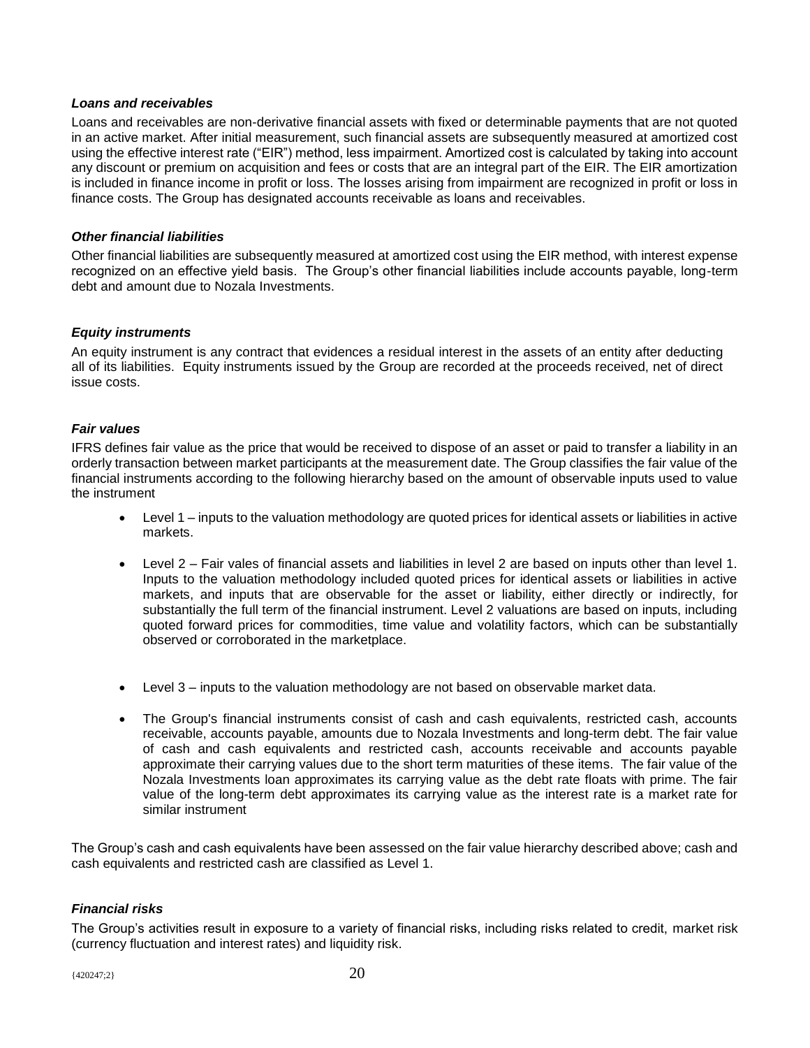### *Loans and receivables*

Loans and receivables are non-derivative financial assets with fixed or determinable payments that are not quoted in an active market. After initial measurement, such financial assets are subsequently measured at amortized cost using the effective interest rate ("EIR") method, less impairment. Amortized cost is calculated by taking into account any discount or premium on acquisition and fees or costs that are an integral part of the EIR. The EIR amortization is included in finance income in profit or loss. The losses arising from impairment are recognized in profit or loss in finance costs. The Group has designated accounts receivable as loans and receivables.

### *Other financial liabilities*

Other financial liabilities are subsequently measured at amortized cost using the EIR method, with interest expense recognized on an effective yield basis. The Group's other financial liabilities include accounts payable, long-term debt and amount due to Nozala Investments.

### *Equity instruments*

An equity instrument is any contract that evidences a residual interest in the assets of an entity after deducting all of its liabilities. Equity instruments issued by the Group are recorded at the proceeds received, net of direct issue costs.

### *Fair values*

IFRS defines fair value as the price that would be received to dispose of an asset or paid to transfer a liability in an orderly transaction between market participants at the measurement date. The Group classifies the fair value of the financial instruments according to the following hierarchy based on the amount of observable inputs used to value the instrument

- Level 1 – inputs to the valuation methodology are quoted prices for identical assets or liabilities in active markets.
- Level 2 – Fair vales of financial assets and liabilities in level 2 are based on inputs other than level 1. Inputs to the valuation methodology included quoted prices for identical assets or liabilities in active markets, and inputs that are observable for the asset or liability, either directly or indirectly, for substantially the full term of the financial instrument. Level 2 valuations are based on inputs, including quoted forward prices for commodities, time value and volatility factors, which can be substantially observed or corroborated in the marketplace.
- Level 3 – inputs to the valuation methodology are not based on observable market data.
- The Group's financial instruments consist of cash and cash equivalents, restricted cash, accounts receivable, accounts payable, amounts due to Nozala Investments and long-term debt. The fair value of cash and cash equivalents and restricted cash, accounts receivable and accounts payable approximate their carrying values due to the short term maturities of these items. The fair value of the Nozala Investments loan approximates its carrying value as the debt rate floats with prime. The fair value of the long-term debt approximates its carrying value as the interest rate is a market rate for similar instrument

The Group's cash and cash equivalents have been assessed on the fair value hierarchy described above; cash and cash equivalents and restricted cash are classified as Level 1.

### *Financial risks*

The Group's activities result in exposure to a variety of financial risks, including risks related to credit, market risk (currency fluctuation and interest rates) and liquidity risk.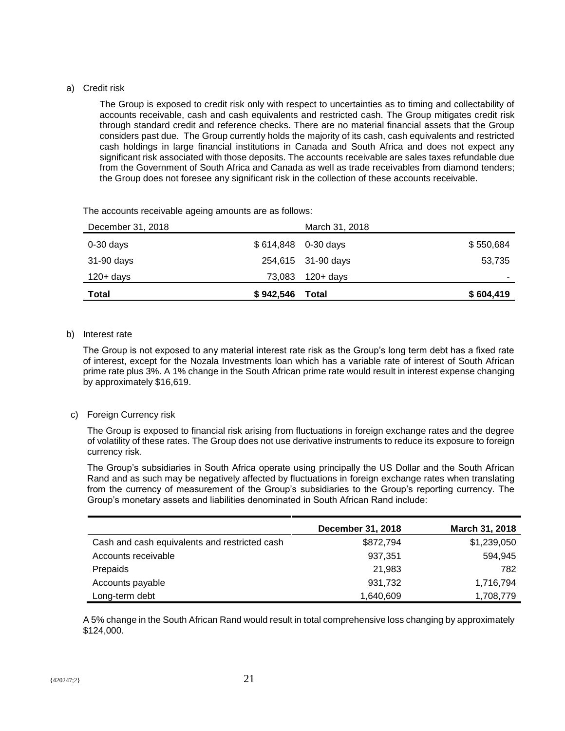a) Credit risk

The Group is exposed to credit risk only with respect to uncertainties as to timing and collectability of accounts receivable, cash and cash equivalents and restricted cash. The Group mitigates credit risk through standard credit and reference checks. There are no material financial assets that the Group considers past due. The Group currently holds the majority of its cash, cash equivalents and restricted cash holdings in large financial institutions in Canada and South Africa and does not expect any significant risk associated with those deposits. The accounts receivable are sales taxes refundable due from the Government of South Africa and Canada as well as trade receivables from diamond tenders; the Group does not foresee any significant risk in the collection of these accounts receivable.

The accounts receivable ageing amounts are as follows:

| December 31, 2018 | | March 31, 2018 | |
|---|---|---|---|
| 0-30 days | $ 614,848 | 0-30 days | $ 550,684 |
| 31-90 days | 254,615 | 31-90 days | 53,735 |
| 120+ days | 73,083 | 120+ days | - |
| **Total** | **$ 942,546** | **Total** | **$ 604,419** |

b) Interest rate

The Group is not exposed to any material interest rate risk as the Group's long term debt has a fixed rate of interest, except for the Nozala Investments loan which has a variable rate of interest of South African prime rate plus 3%. A 1% change in the South African prime rate would result in interest expense changing by approximately $16,619.

c) Foreign Currency risk

The Group is exposed to financial risk arising from fluctuations in foreign exchange rates and the degree of volatility of these rates. The Group does not use derivative instruments to reduce its exposure to foreign currency risk.

The Group's subsidiaries in South Africa operate using principally the US Dollar and the South African Rand and as such may be negatively affected by fluctuations in foreign exchange rates when translating from the currency of measurement of the Group's subsidiaries to the Group's reporting currency. The Group's monetary assets and liabilities denominated in South African Rand include:

| | December 31, 2018 | March 31, 2018 |
|---|---|---|
| Cash and cash equivalents and restricted cash | $872,794 | $1,239,050 |
| Accounts receivable | 937,351 | 594,945 |
| Prepaids | 21,983 | 782 |
| Accounts payable | 931,732 | 1,716,794 |
| Long-term debt | 1,640,609 | 1,708,779 |

A 5% change in the South African Rand would result in total comprehensive loss changing by approximately $124,000.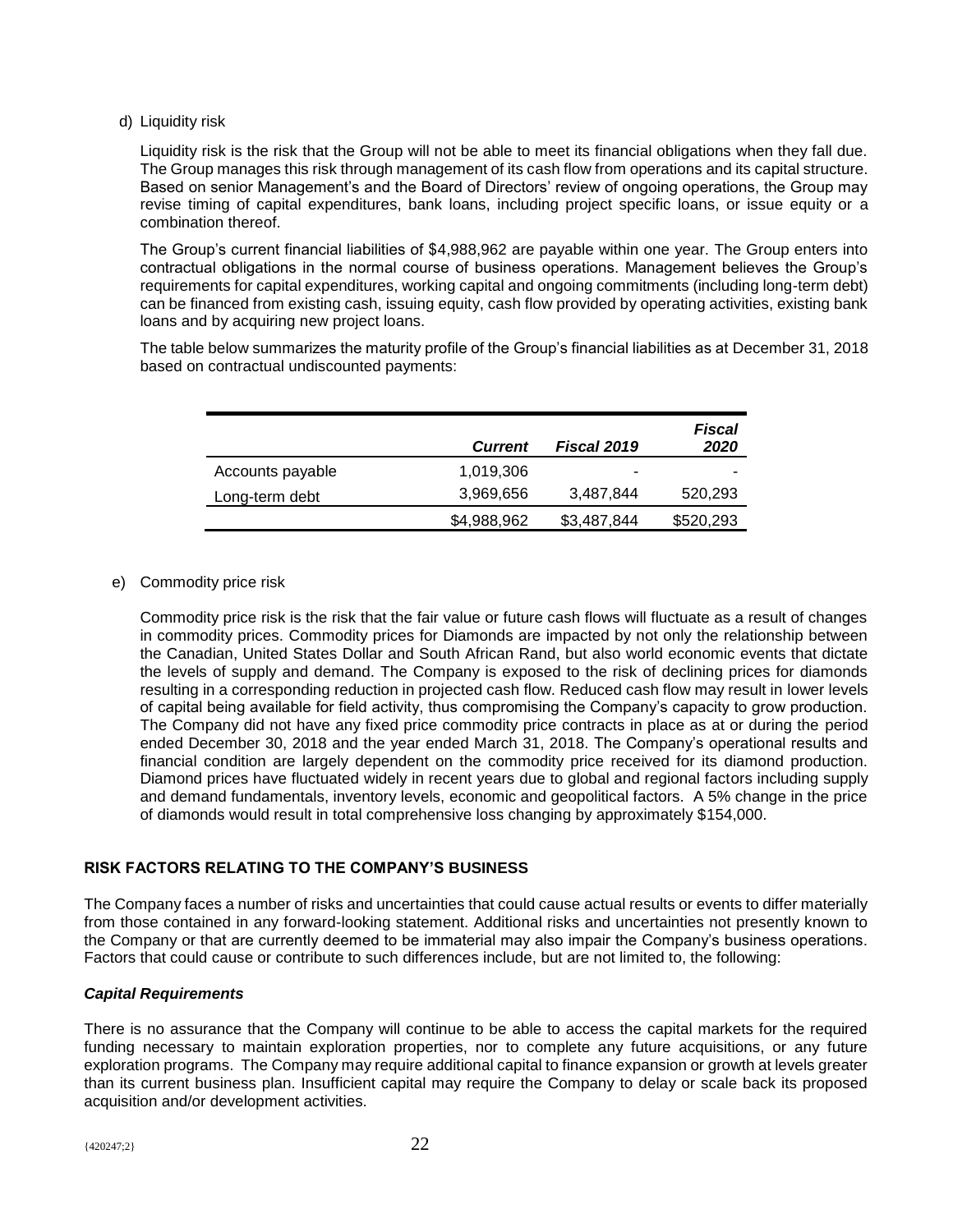d) Liquidity risk

Liquidity risk is the risk that the Group will not be able to meet its financial obligations when they fall due. The Group manages this risk through management of its cash flow from operations and its capital structure. Based on senior Management's and the Board of Directors' review of ongoing operations, the Group may revise timing of capital expenditures, bank loans, including project specific loans, or issue equity or a combination thereof.

The Group's current financial liabilities of $4,988,962 are payable within one year. The Group enters into contractual obligations in the normal course of business operations. Management believes the Group's requirements for capital expenditures, working capital and ongoing commitments (including long-term debt) can be financed from existing cash, issuing equity, cash flow provided by operating activities, existing bank loans and by acquiring new project loans.

The table below summarizes the maturity profile of the Group's financial liabilities as at December 31, 2018 based on contractual undiscounted payments:

| | *Current* | *Fiscal 2019* | *Fiscal 2020* |
|---|---|---|---|
| Accounts payable | 1,019,306 | - | - |
| Long-term debt | 3,969,656 | 3,487,844 | 520,293 |
| | $4,988,962 | $3,487,844 | $520,293 |

e) Commodity price risk

Commodity price risk is the risk that the fair value or future cash flows will fluctuate as a result of changes in commodity prices. Commodity prices for Diamonds are impacted by not only the relationship between the Canadian, United States Dollar and South African Rand, but also world economic events that dictate the levels of supply and demand. The Company is exposed to the risk of declining prices for diamonds resulting in a corresponding reduction in projected cash flow. Reduced cash flow may result in lower levels of capital being available for field activity, thus compromising the Company's capacity to grow production. The Company did not have any fixed price commodity price contracts in place as at or during the period ended December 30, 2018 and the year ended March 31, 2018. The Company's operational results and financial condition are largely dependent on the commodity price received for its diamond production. Diamond prices have fluctuated widely in recent years due to global and regional factors including supply and demand fundamentals, inventory levels, economic and geopolitical factors. A 5% change in the price of diamonds would result in total comprehensive loss changing by approximately $154,000.

## RISK FACTORS RELATING TO THE COMPANY'S BUSINESS

The Company faces a number of risks and uncertainties that could cause actual results or events to differ materially from those contained in any forward-looking statement. Additional risks and uncertainties not presently known to the Company or that are currently deemed to be immaterial may also impair the Company's business operations. Factors that could cause or contribute to such differences include, but are not limited to, the following:

### *Capital Requirements*

There is no assurance that the Company will continue to be able to access the capital markets for the required funding necessary to maintain exploration properties, nor to complete any future acquisitions, or any future exploration programs. The Company may require additional capital to finance expansion or growth at levels greater than its current business plan. Insufficient capital may require the Company to delay or scale back its proposed acquisition and/or development activities.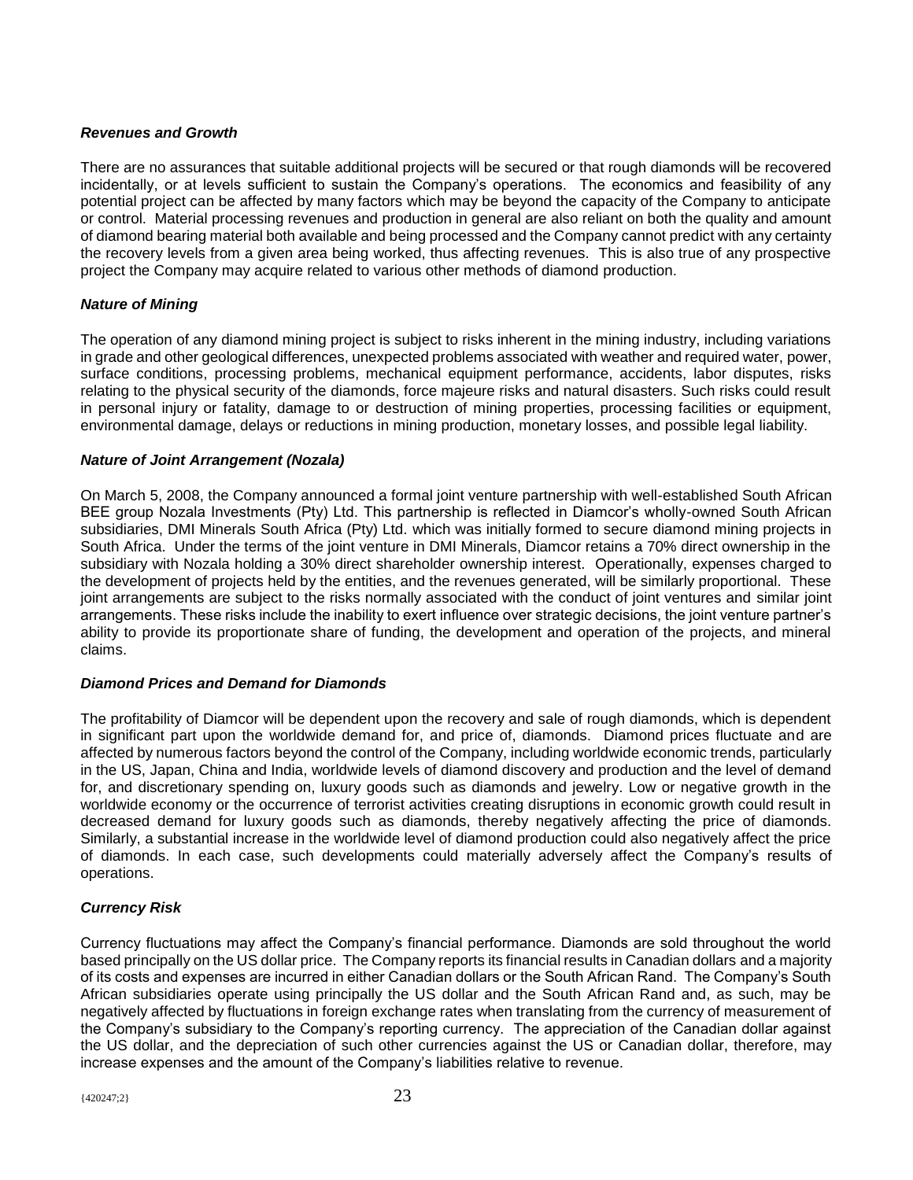***Revenues and Growth***

There are no assurances that suitable additional projects will be secured or that rough diamonds will be recovered incidentally, or at levels sufficient to sustain the Company's operations. The economics and feasibility of any potential project can be affected by many factors which may be beyond the capacity of the Company to anticipate or control. Material processing revenues and production in general are also reliant on both the quality and amount of diamond bearing material both available and being processed and the Company cannot predict with any certainty the recovery levels from a given area being worked, thus affecting revenues. This is also true of any prospective project the Company may acquire related to various other methods of diamond production.

***Nature of Mining***

The operation of any diamond mining project is subject to risks inherent in the mining industry, including variations in grade and other geological differences, unexpected problems associated with weather and required water, power, surface conditions, processing problems, mechanical equipment performance, accidents, labor disputes, risks relating to the physical security of the diamonds, force majeure risks and natural disasters. Such risks could result in personal injury or fatality, damage to or destruction of mining properties, processing facilities or equipment, environmental damage, delays or reductions in mining production, monetary losses, and possible legal liability.

***Nature of Joint Arrangement (Nozala)***

On March 5, 2008, the Company announced a formal joint venture partnership with well-established South African BEE group Nozala Investments (Pty) Ltd. This partnership is reflected in Diamcor's wholly-owned South African subsidiaries, DMI Minerals South Africa (Pty) Ltd. which was initially formed to secure diamond mining projects in South Africa. Under the terms of the joint venture in DMI Minerals, Diamcor retains a 70% direct ownership in the subsidiary with Nozala holding a 30% direct shareholder ownership interest. Operationally, expenses charged to the development of projects held by the entities, and the revenues generated, will be similarly proportional. These joint arrangements are subject to the risks normally associated with the conduct of joint ventures and similar joint arrangements. These risks include the inability to exert influence over strategic decisions, the joint venture partner's ability to provide its proportionate share of funding, the development and operation of the projects, and mineral claims.

***Diamond Prices and Demand for Diamonds***

The profitability of Diamcor will be dependent upon the recovery and sale of rough diamonds, which is dependent in significant part upon the worldwide demand for, and price of, diamonds. Diamond prices fluctuate and are affected by numerous factors beyond the control of the Company, including worldwide economic trends, particularly in the US, Japan, China and India, worldwide levels of diamond discovery and production and the level of demand for, and discretionary spending on, luxury goods such as diamonds and jewelry. Low or negative growth in the worldwide economy or the occurrence of terrorist activities creating disruptions in economic growth could result in decreased demand for luxury goods such as diamonds, thereby negatively affecting the price of diamonds. Similarly, a substantial increase in the worldwide level of diamond production could also negatively affect the price of diamonds. In each case, such developments could materially adversely affect the Company's results of operations.

***Currency Risk***

Currency fluctuations may affect the Company's financial performance. Diamonds are sold throughout the world based principally on the US dollar price. The Company reports its financial results in Canadian dollars and a majority of its costs and expenses are incurred in either Canadian dollars or the South African Rand. The Company's South African subsidiaries operate using principally the US dollar and the South African Rand and, as such, may be negatively affected by fluctuations in foreign exchange rates when translating from the currency of measurement of the Company's subsidiary to the Company's reporting currency. The appreciation of the Canadian dollar against the US dollar, and the depreciation of such other currencies against the US or Canadian dollar, therefore, may increase expenses and the amount of the Company's liabilities relative to revenue.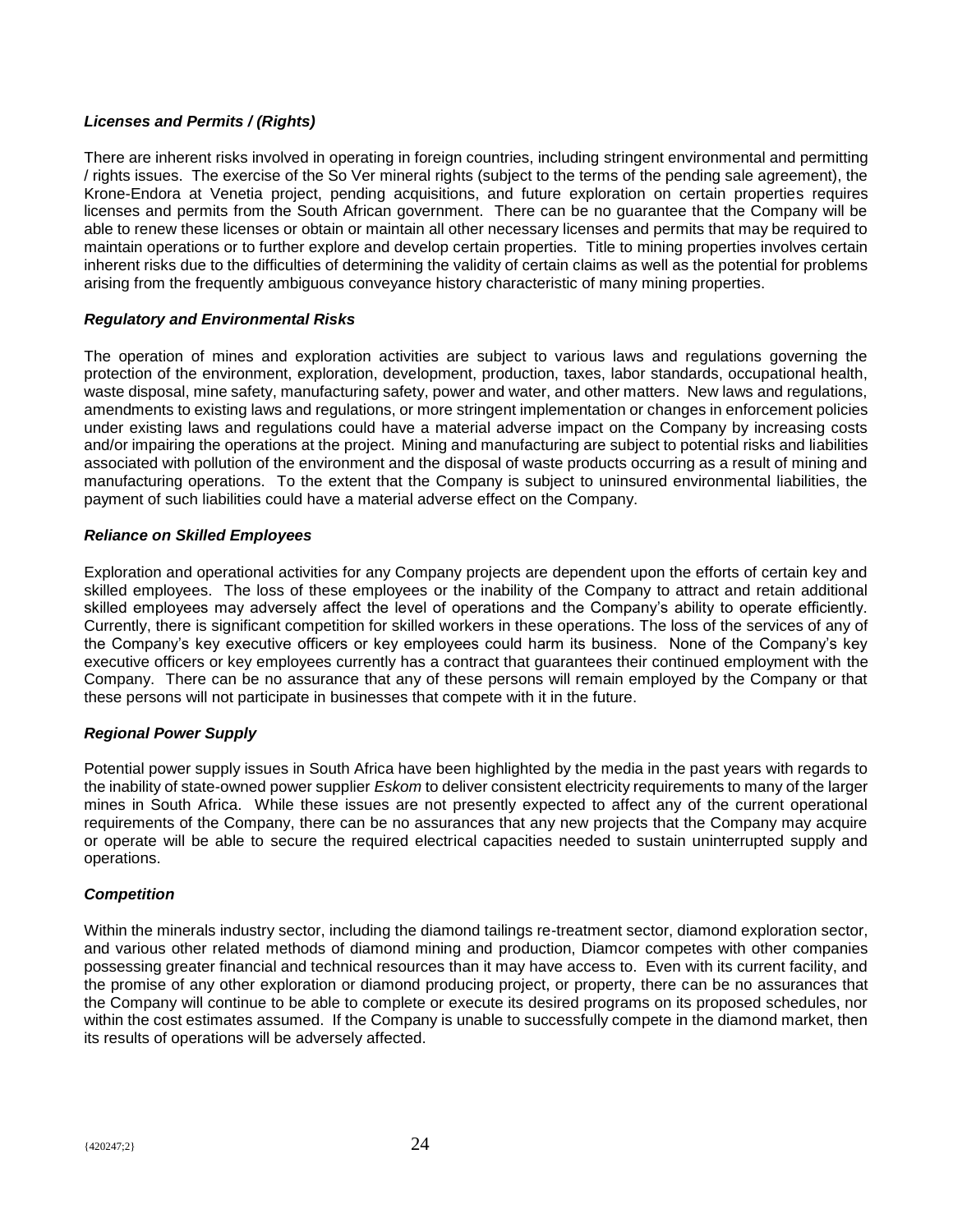### *Licenses and Permits / (Rights)*

There are inherent risks involved in operating in foreign countries, including stringent environmental and permitting / rights issues. The exercise of the So Ver mineral rights (subject to the terms of the pending sale agreement), the Krone-Endora at Venetia project, pending acquisitions, and future exploration on certain properties requires licenses and permits from the South African government. There can be no guarantee that the Company will be able to renew these licenses or obtain or maintain all other necessary licenses and permits that may be required to maintain operations or to further explore and develop certain properties. Title to mining properties involves certain inherent risks due to the difficulties of determining the validity of certain claims as well as the potential for problems arising from the frequently ambiguous conveyance history characteristic of many mining properties.

### *Regulatory and Environmental Risks*

The operation of mines and exploration activities are subject to various laws and regulations governing the protection of the environment, exploration, development, production, taxes, labor standards, occupational health, waste disposal, mine safety, manufacturing safety, power and water, and other matters. New laws and regulations, amendments to existing laws and regulations, or more stringent implementation or changes in enforcement policies under existing laws and regulations could have a material adverse impact on the Company by increasing costs and/or impairing the operations at the project. Mining and manufacturing are subject to potential risks and liabilities associated with pollution of the environment and the disposal of waste products occurring as a result of mining and manufacturing operations. To the extent that the Company is subject to uninsured environmental liabilities, the payment of such liabilities could have a material adverse effect on the Company.

### *Reliance on Skilled Employees*

Exploration and operational activities for any Company projects are dependent upon the efforts of certain key and skilled employees. The loss of these employees or the inability of the Company to attract and retain additional skilled employees may adversely affect the level of operations and the Company's ability to operate efficiently. Currently, there is significant competition for skilled workers in these operations. The loss of the services of any of the Company's key executive officers or key employees could harm its business. None of the Company's key executive officers or key employees currently has a contract that guarantees their continued employment with the Company. There can be no assurance that any of these persons will remain employed by the Company or that these persons will not participate in businesses that compete with it in the future.

### *Regional Power Supply*

Potential power supply issues in South Africa have been highlighted by the media in the past years with regards to the inability of state-owned power supplier *Eskom* to deliver consistent electricity requirements to many of the larger mines in South Africa. While these issues are not presently expected to affect any of the current operational requirements of the Company, there can be no assurances that any new projects that the Company may acquire or operate will be able to secure the required electrical capacities needed to sustain uninterrupted supply and operations.

### *Competition*

Within the minerals industry sector, including the diamond tailings re-treatment sector, diamond exploration sector, and various other related methods of diamond mining and production, Diamcor competes with other companies possessing greater financial and technical resources than it may have access to. Even with its current facility, and the promise of any other exploration or diamond producing project, or property, there can be no assurances that the Company will continue to be able to complete or execute its desired programs on its proposed schedules, nor within the cost estimates assumed. If the Company is unable to successfully compete in the diamond market, then its results of operations will be adversely affected.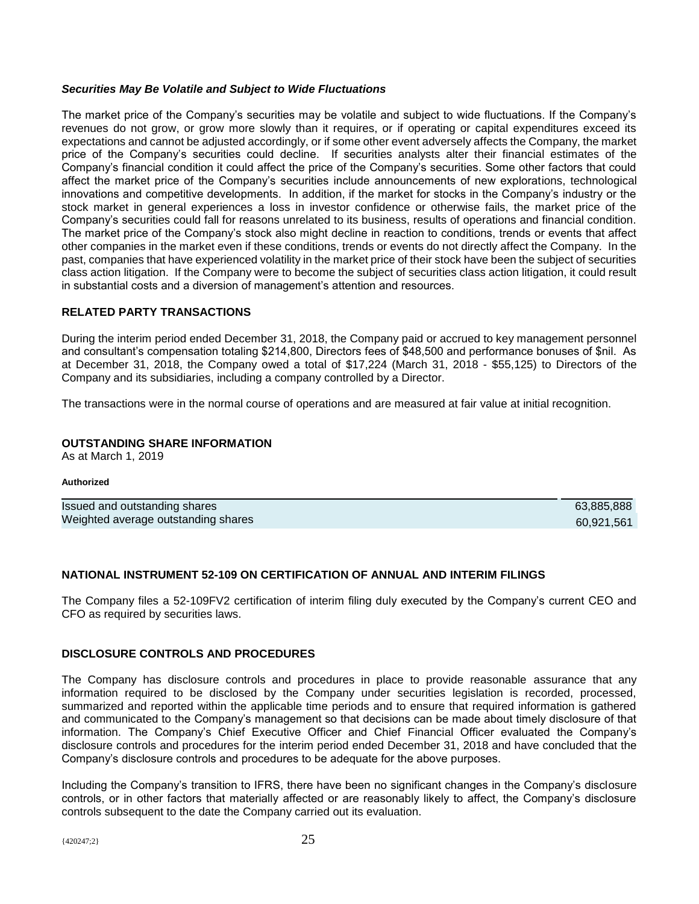***Securities May Be Volatile and Subject to Wide Fluctuations***

The market price of the Company's securities may be volatile and subject to wide fluctuations. If the Company's revenues do not grow, or grow more slowly than it requires, or if operating or capital expenditures exceed its expectations and cannot be adjusted accordingly, or if some other event adversely affects the Company, the market price of the Company's securities could decline. If securities analysts alter their financial estimates of the Company's financial condition it could affect the price of the Company's securities. Some other factors that could affect the market price of the Company's securities include announcements of new explorations, technological innovations and competitive developments. In addition, if the market for stocks in the Company's industry or the stock market in general experiences a loss in investor confidence or otherwise fails, the market price of the Company's securities could fall for reasons unrelated to its business, results of operations and financial condition. The market price of the Company's stock also might decline in reaction to conditions, trends or events that affect other companies in the market even if these conditions, trends or events do not directly affect the Company. In the past, companies that have experienced volatility in the market price of their stock have been the subject of securities class action litigation. If the Company were to become the subject of securities class action litigation, it could result in substantial costs and a diversion of management's attention and resources.

## RELATED PARTY TRANSACTIONS

During the interim period ended December 31, 2018, the Company paid or accrued to key management personnel and consultant's compensation totaling $214,800, Directors fees of $48,500 and performance bonuses of $nil. As at December 31, 2018, the Company owed a total of $17,224 (March 31, 2018 - $55,125) to Directors of the Company and its subsidiaries, including a company controlled by a Director.

The transactions were in the normal course of operations and are measured at fair value at initial recognition.

## OUTSTANDING SHARE INFORMATION

As at March 1, 2019

**Authorized**

| | |
|---|---|
| Issued and outstanding shares | 63,885,888 |
| Weighted average outstanding shares | 60,921,561 |

## NATIONAL INSTRUMENT 52-109 ON CERTIFICATION OF ANNUAL AND INTERIM FILINGS

The Company files a 52-109FV2 certification of interim filing duly executed by the Company's current CEO and CFO as required by securities laws.

## DISCLOSURE CONTROLS AND PROCEDURES

The Company has disclosure controls and procedures in place to provide reasonable assurance that any information required to be disclosed by the Company under securities legislation is recorded, processed, summarized and reported within the applicable time periods and to ensure that required information is gathered and communicated to the Company's management so that decisions can be made about timely disclosure of that information. The Company's Chief Executive Officer and Chief Financial Officer evaluated the Company's disclosure controls and procedures for the interim period ended December 31, 2018 and have concluded that the Company's disclosure controls and procedures to be adequate for the above purposes.

Including the Company's transition to IFRS, there have been no significant changes in the Company's disclosure controls, or in other factors that materially affected or are reasonably likely to affect, the Company's disclosure controls subsequent to the date the Company carried out its evaluation.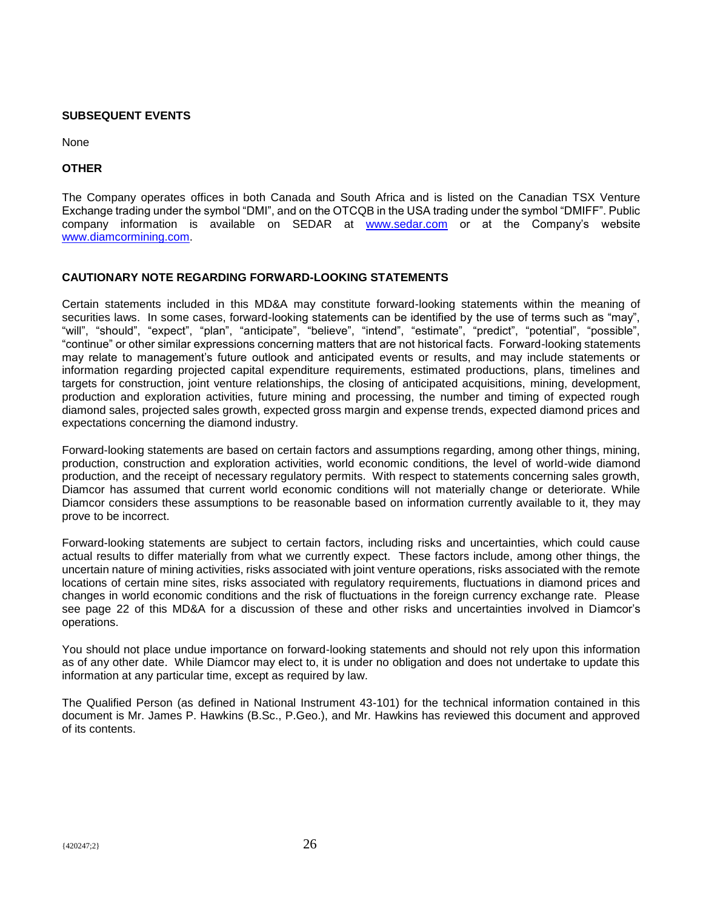## SUBSEQUENT EVENTS

None

## OTHER

The Company operates offices in both Canada and South Africa and is listed on the Canadian TSX Venture Exchange trading under the symbol "DMI", and on the OTCQB in the USA trading under the symbol "DMIFF". Public company information is available on SEDAR at www.sedar.com or at the Company's website www.diamcormining.com.

## CAUTIONARY NOTE REGARDING FORWARD-LOOKING STATEMENTS

Certain statements included in this MD&A may constitute forward-looking statements within the meaning of securities laws. In some cases, forward-looking statements can be identified by the use of terms such as "may", "will", "should", "expect", "plan", "anticipate", "believe", "intend", "estimate", "predict", "potential", "possible", "continue" or other similar expressions concerning matters that are not historical facts. Forward-looking statements may relate to management's future outlook and anticipated events or results, and may include statements or information regarding projected capital expenditure requirements, estimated productions, plans, timelines and targets for construction, joint venture relationships, the closing of anticipated acquisitions, mining, development, production and exploration activities, future mining and processing, the number and timing of expected rough diamond sales, projected sales growth, expected gross margin and expense trends, expected diamond prices and expectations concerning the diamond industry.

Forward-looking statements are based on certain factors and assumptions regarding, among other things, mining, production, construction and exploration activities, world economic conditions, the level of world-wide diamond production, and the receipt of necessary regulatory permits. With respect to statements concerning sales growth, Diamcor has assumed that current world economic conditions will not materially change or deteriorate. While Diamcor considers these assumptions to be reasonable based on information currently available to it, they may prove to be incorrect.

Forward-looking statements are subject to certain factors, including risks and uncertainties, which could cause actual results to differ materially from what we currently expect. These factors include, among other things, the uncertain nature of mining activities, risks associated with joint venture operations, risks associated with the remote locations of certain mine sites, risks associated with regulatory requirements, fluctuations in diamond prices and changes in world economic conditions and the risk of fluctuations in the foreign currency exchange rate. Please see page 22 of this MD&A for a discussion of these and other risks and uncertainties involved in Diamcor's operations.

You should not place undue importance on forward-looking statements and should not rely upon this information as of any other date. While Diamcor may elect to, it is under no obligation and does not undertake to update this information at any particular time, except as required by law.

The Qualified Person (as defined in National Instrument 43-101) for the technical information contained in this document is Mr. James P. Hawkins (B.Sc., P.Geo.), and Mr. Hawkins has reviewed this document and approved of its contents.